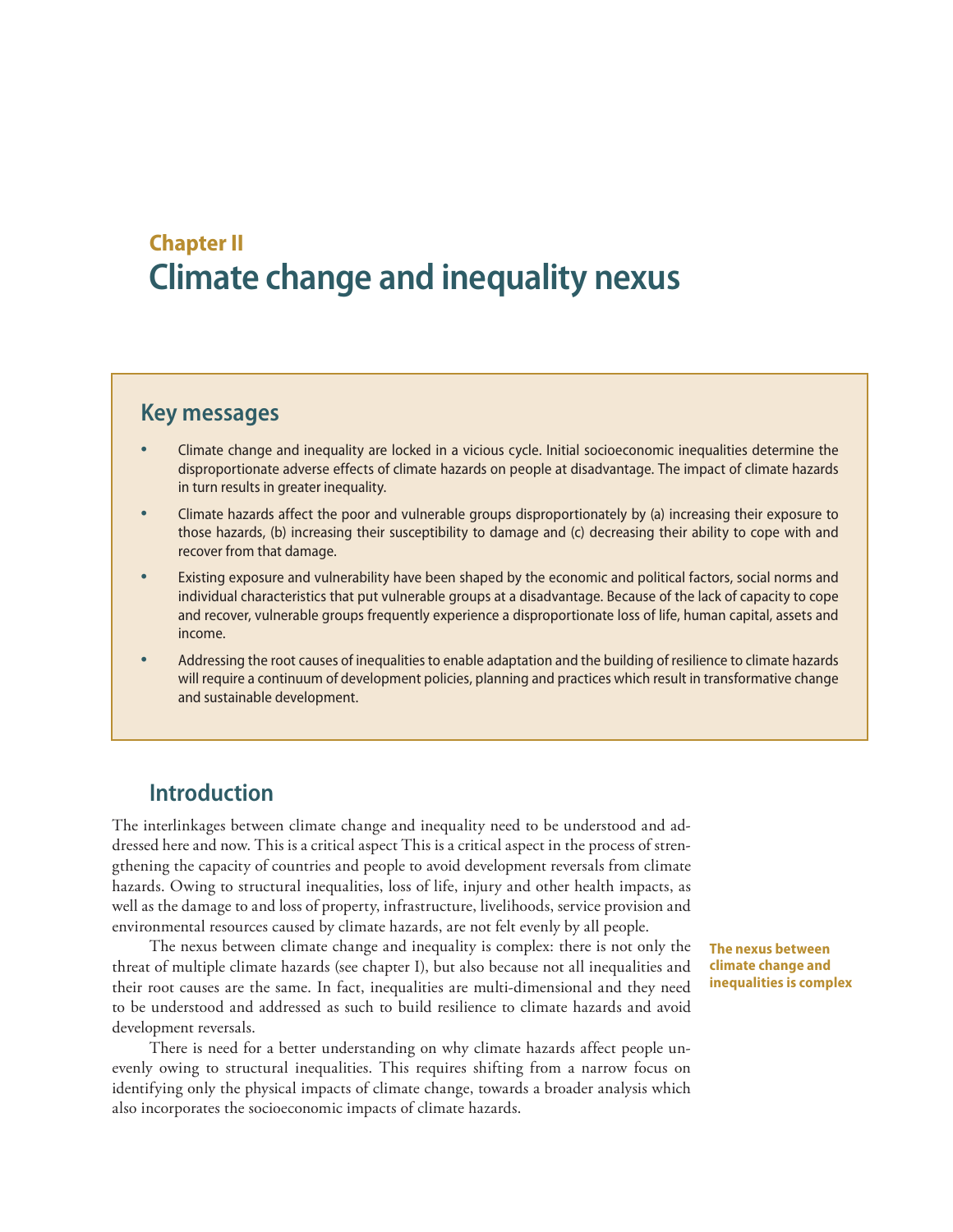## Chapter II

# Climate change and inequality nexus

## Key messages

- Climate change and inequality are locked in a vicious cycle. Initial socioeconomic inequalities determine the disproportionate adverse effects of climate hazards on people at disadvantage. The impact of climate hazards in turn results in greater inequality.
- Climate hazards affect the poor and vulnerable groups disproportionately by (a) increasing their exposure to those hazards, (b) increasing their susceptibility to damage and (c) decreasing their ability to cope with and recover from that damage.
- Existing exposure and vulnerability have been shaped by the economic and political factors, social norms and individual characteristics that put vulnerable groups at a disadvantage. Because of the lack of capacity to cope and recover, vulnerable groups frequently experience a disproportionate loss of life, human capital, assets and income.
- Addressing the root causes of inequalities to enable adaptation and the building of resilience to climate hazards will require a continuum of development policies, planning and practices which result in transformative change and sustainable development.

## Introduction

The interlinkages between climate change and inequality need to be understood and addressed here and now. This is a critical aspect This is a critical aspect in the process of strengthening the capacity of countries and people to avoid development reversals from climate hazards. Owing to structural inequalities, loss of life, injury and other health impacts, as well as the damage to and loss of property, infrastructure, livelihoods, service provision and environmental resources caused by climate hazards, are not felt evenly by all people.

**The nexus between climate change and inequalities is complex**

The nexus between climate change and inequality is complex: there is not only the threat of multiple climate hazards (see chapter I), but also because not all inequalities and their root causes are the same. In fact, inequalities are multi-dimensional and they need to be understood and addressed as such to build resilience to climate hazards and avoid development reversals.

There is need for a better understanding on why climate hazards affect people unevenly owing to structural inequalities. This requires shifting from a narrow focus on identifying only the physical impacts of climate change, towards a broader analysis which also incorporates the socioeconomic impacts of climate hazards.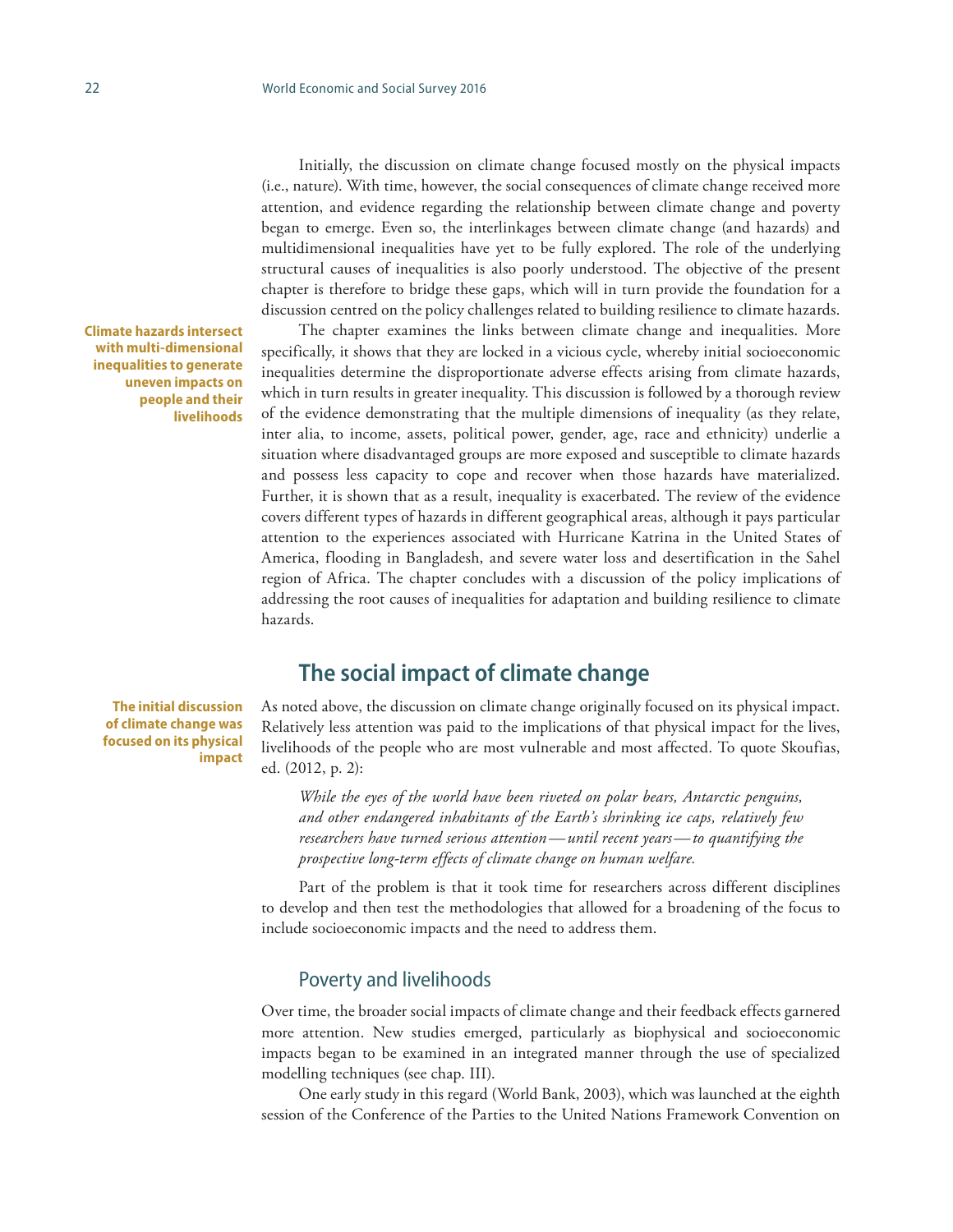Initially, the discussion on climate change focused mostly on the physical impacts (i.e., nature). With time, however, the social consequences of climate change received more attention, and evidence regarding the relationship between climate change and poverty began to emerge. Even so, the interlinkages between climate change (and hazards) and multidimensional inequalities have yet to be fully explored. The role of the underlying structural causes of inequalities is also poorly understood. The objective of the present chapter is therefore to bridge these gaps, which will in turn provide the foundation for a discussion centred on the policy challenges related to building resilience to climate hazards.

**Climate hazards intersect with multi-dimensional inequalities to generate uneven impacts on people and their livelihoods**

The chapter examines the links between climate change and inequalities. More specifically, it shows that they are locked in a vicious cycle, whereby initial socioeconomic inequalities determine the disproportionate adverse effects arising from climate hazards, which in turn results in greater inequality. This discussion is followed by a thorough review of the evidence demonstrating that the multiple dimensions of inequality (as they relate, inter alia, to income, assets, political power, gender, age, race and ethnicity) underlie a situation where disadvantaged groups are more exposed and susceptible to climate hazards and possess less capacity to cope and recover when those hazards have materialized. Further, it is shown that as a result, inequality is exacerbated. The review of the evidence covers different types of hazards in different geographical areas, although it pays particular attention to the experiences associated with Hurricane Katrina in the United States of America, flooding in Bangladesh, and severe water loss and desertification in the Sahel region of Africa. The chapter concludes with a discussion of the policy implications of addressing the root causes of inequalities for adaptation and building resilience to climate hazards.

## The social impact of climate change

**The initial discussion of climate change was focused on its physical impact**

As noted above, the discussion on climate change originally focused on its physical impact. Relatively less attention was paid to the implications of that physical impact for the lives, livelihoods of the people who are most vulnerable and most affected. To quote Skoufias, ed. (2012, p. 2):

> *While the eyes of the world have been riveted on polar bears, Antarctic penguins, and other endangered inhabitants of the Earth's shrinking ice caps, relatively few researchers have turned serious attention—until recent years—to quantifying the prospective long-term effects of climate change on human welfare.*

Part of the problem is that it took time for researchers across different disciplines to develop and then test the methodologies that allowed for a broadening of the focus to include socioeconomic impacts and the need to address them.

### Poverty and livelihoods

Over time, the broader social impacts of climate change and their feedback effects garnered more attention. New studies emerged, particularly as biophysical and socioeconomic impacts began to be examined in an integrated manner through the use of specialized modelling techniques (see chap. III).

One early study in this regard (World Bank, 2003), which was launched at the eighth session of the Conference of the Parties to the United Nations Framework Convention on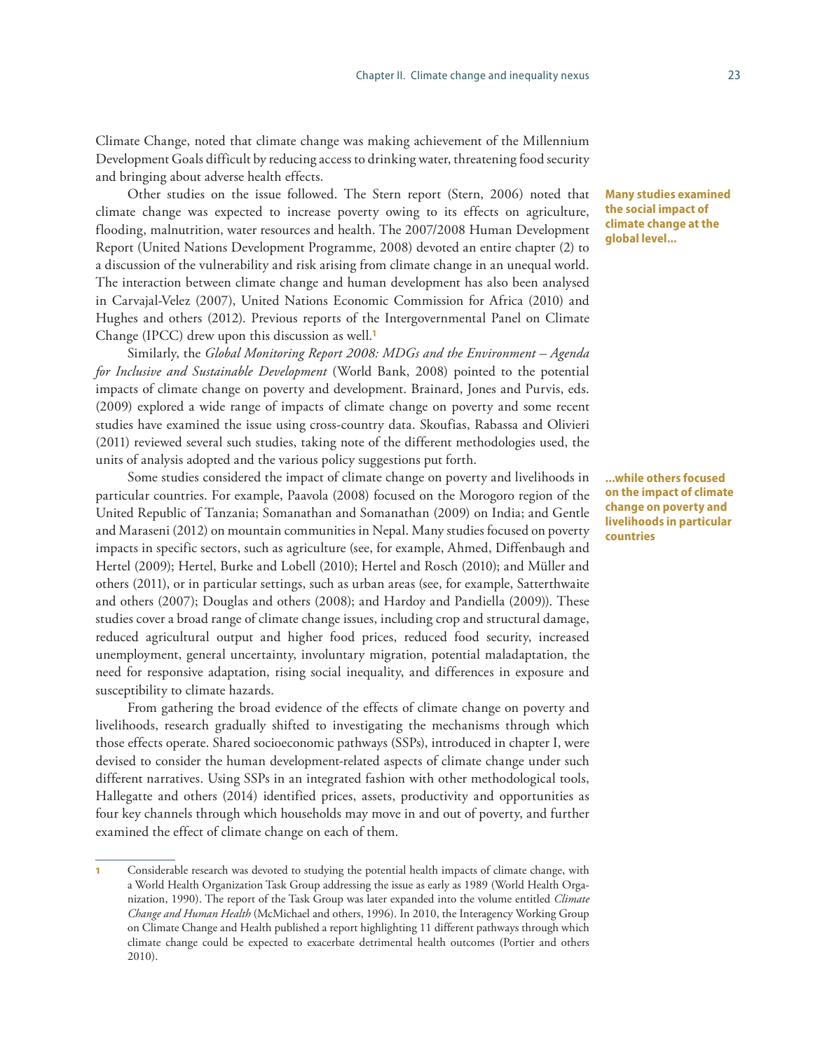Climate Change, noted that climate change was making achievement of the Millennium Development Goals difficult by reducing access to drinking water, threatening food security and bringing about adverse health effects.

**Many studies examined the social impact of climate change at the global level…**

Other studies on the issue followed. The Stern report (Stern, 2006) noted that climate change was expected to increase poverty owing to its effects on agriculture, flooding, malnutrition, water resources and health. The 2007/2008 Human Development Report (United Nations Development Programme, 2008) devoted an entire chapter (2) to a discussion of the vulnerability and risk arising from climate change in an unequal world. The interaction between climate change and human development has also been analysed in Carvajal-Velez (2007), United Nations Economic Commission for Africa (2010) and Hughes and others (2012). Previous reports of the Intergovernmental Panel on Climate Change (IPCC) drew upon this discussion as well.[1]

Similarly, the *Global Monitoring Report 2008: MDGs and the Environment – Agenda for Inclusive and Sustainable Development* (World Bank, 2008) pointed to the potential impacts of climate change on poverty and development. Brainard, Jones and Purvis, eds. (2009) explored a wide range of impacts of climate change on poverty and some recent studies have examined the issue using cross-country data. Skoufias, Rabassa and Olivieri (2011) reviewed several such studies, taking note of the different methodologies used, the units of analysis adopted and the various policy suggestions put forth.

**…while others focused on the impact of climate change on poverty and livelihoods in particular countries**

Some studies considered the impact of climate change on poverty and livelihoods in particular countries. For example, Paavola (2008) focused on the Morogoro region of the United Republic of Tanzania; Somanathan and Somanathan (2009) on India; and Gentle and Maraseni (2012) on mountain communities in Nepal. Many studies focused on poverty impacts in specific sectors, such as agriculture (see, for example, Ahmed, Diffenbaugh and Hertel (2009); Hertel, Burke and Lobell (2010); Hertel and Rosch (2010); and Müller and others (2011), or in particular settings, such as urban areas (see, for example, Satterthwaite and others (2007); Douglas and others (2008); and Hardoy and Pandiella (2009)). These studies cover a broad range of climate change issues, including crop and structural damage, reduced agricultural output and higher food prices, reduced food security, increased unemployment, general uncertainty, involuntary migration, potential maladaptation, the need for responsive adaptation, rising social inequality, and differences in exposure and susceptibility to climate hazards.

From gathering the broad evidence of the effects of climate change on poverty and livelihoods, research gradually shifted to investigating the mechanisms through which those effects operate. Shared socioeconomic pathways (SSPs), introduced in chapter I, were devised to consider the human development-related aspects of climate change under such different narratives. Using SSPs in an integrated fashion with other methodological tools, Hallegatte and others (2014) identified prices, assets, productivity and opportunities as four key channels through which households may move in and out of poverty, and further examined the effect of climate change on each of them.

---

[1] Considerable research was devoted to studying the potential health impacts of climate change, with a World Health Organization Task Group addressing the issue as early as 1989 (World Health Organization, 1990). The report of the Task Group was later expanded into the volume entitled *Climate Change and Human Health* (McMichael and others, 1996). In 2010, the Interagency Working Group on Climate Change and Health published a report highlighting 11 different pathways through which climate change could be expected to exacerbate detrimental health outcomes (Portier and others 2010).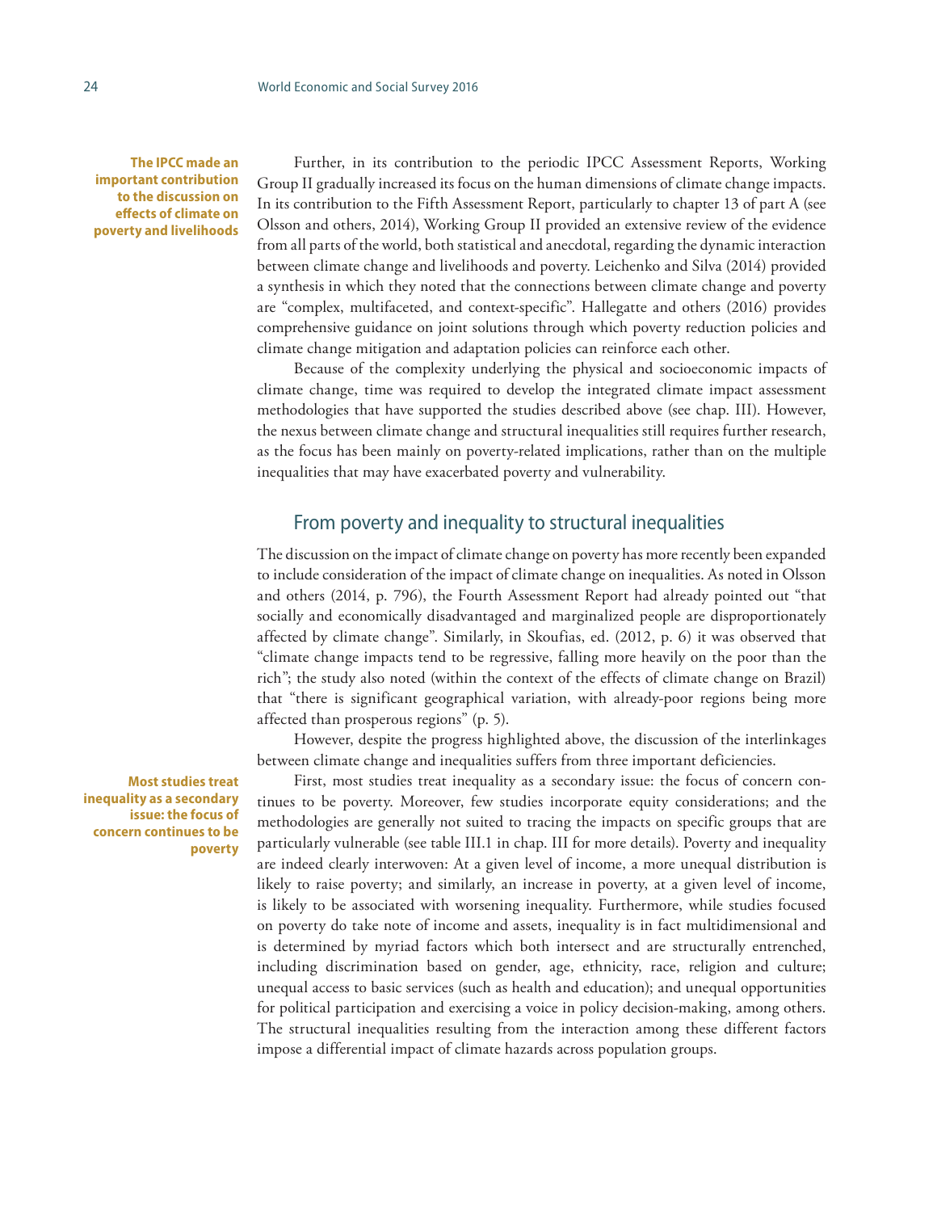**The IPCC made an important contribution to the discussion on effects of climate on poverty and livelihoods**

Further, in its contribution to the periodic IPCC Assessment Reports, Working Group II gradually increased its focus on the human dimensions of climate change impacts. In its contribution to the Fifth Assessment Report, particularly to chapter 13 of part A (see Olsson and others, 2014), Working Group II provided an extensive review of the evidence from all parts of the world, both statistical and anecdotal, regarding the dynamic interaction between climate change and livelihoods and poverty. Leichenko and Silva (2014) provided a synthesis in which they noted that the connections between climate change and poverty are "complex, multifaceted, and context-specific". Hallegatte and others (2016) provides comprehensive guidance on joint solutions through which poverty reduction policies and climate change mitigation and adaptation policies can reinforce each other.

Because of the complexity underlying the physical and socioeconomic impacts of climate change, time was required to develop the integrated climate impact assessment methodologies that have supported the studies described above (see chap. III). However, the nexus between climate change and structural inequalities still requires further research, as the focus has been mainly on poverty-related implications, rather than on the multiple inequalities that may have exacerbated poverty and vulnerability.

## From poverty and inequality to structural inequalities

The discussion on the impact of climate change on poverty has more recently been expanded to include consideration of the impact of climate change on inequalities. As noted in Olsson and others (2014, p. 796), the Fourth Assessment Report had already pointed out "that socially and economically disadvantaged and marginalized people are disproportionately affected by climate change". Similarly, in Skoufias, ed. (2012, p. 6) it was observed that "climate change impacts tend to be regressive, falling more heavily on the poor than the rich"; the study also noted (within the context of the effects of climate change on Brazil) that "there is significant geographical variation, with already-poor regions being more affected than prosperous regions" (p. 5).

However, despite the progress highlighted above, the discussion of the interlinkages between climate change and inequalities suffers from three important deficiencies.

**Most studies treat inequality as a secondary issue: the focus of concern continues to be poverty**

First, most studies treat inequality as a secondary issue: the focus of concern continues to be poverty. Moreover, few studies incorporate equity considerations; and the methodologies are generally not suited to tracing the impacts on specific groups that are particularly vulnerable (see table III.1 in chap. III for more details). Poverty and inequality are indeed clearly interwoven: At a given level of income, a more unequal distribution is likely to raise poverty; and similarly, an increase in poverty, at a given level of income, is likely to be associated with worsening inequality. Furthermore, while studies focused on poverty do take note of income and assets, inequality is in fact multidimensional and is determined by myriad factors which both intersect and are structurally entrenched, including discrimination based on gender, age, ethnicity, race, religion and culture; unequal access to basic services (such as health and education); and unequal opportunities for political participation and exercising a voice in policy decision-making, among others. The structural inequalities resulting from the interaction among these different factors impose a differential impact of climate hazards across population groups.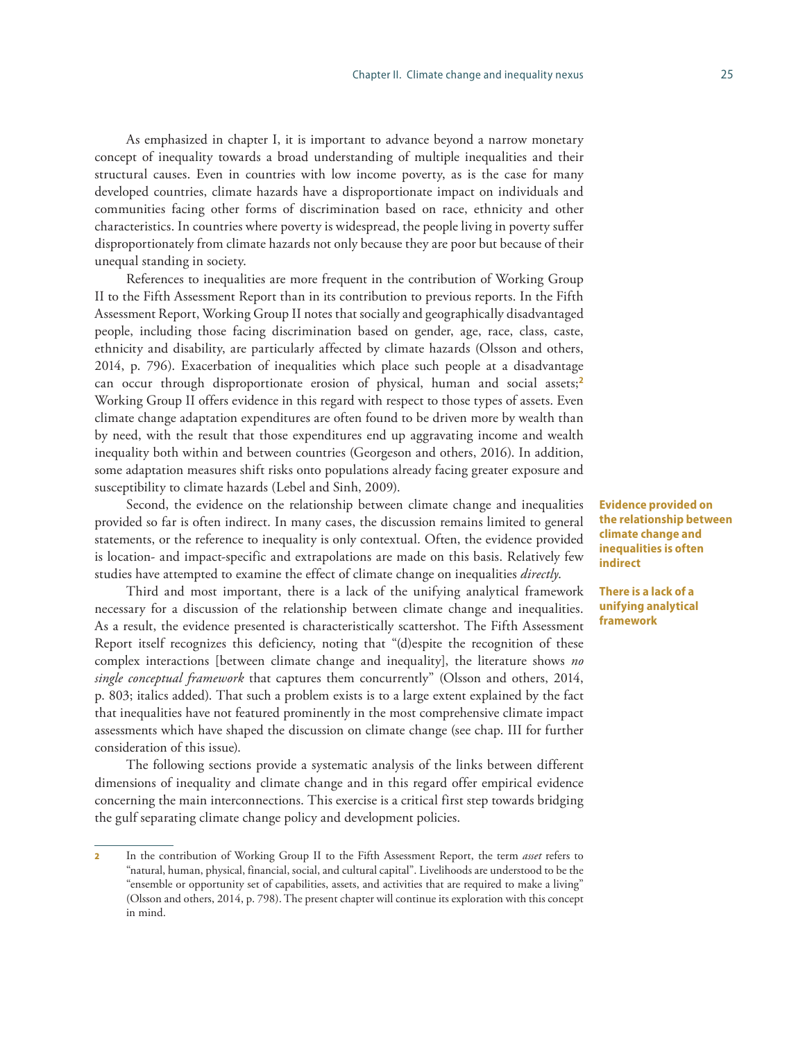As emphasized in chapter I, it is important to advance beyond a narrow monetary concept of inequality towards a broad understanding of multiple inequalities and their structural causes. Even in countries with low income poverty, as is the case for many developed countries, climate hazards have a disproportionate impact on individuals and communities facing other forms of discrimination based on race, ethnicity and other characteristics. In countries where poverty is widespread, the people living in poverty suffer disproportionately from climate hazards not only because they are poor but because of their unequal standing in society.

References to inequalities are more frequent in the contribution of Working Group II to the Fifth Assessment Report than in its contribution to previous reports. In the Fifth Assessment Report, Working Group II notes that socially and geographically disadvantaged people, including those facing discrimination based on gender, age, race, class, caste, ethnicity and disability, are particularly affected by climate hazards (Olsson and others, 2014, p. 796). Exacerbation of inequalities which place such people at a disadvantage can occur through disproportionate erosion of physical, human and social assets;[2] Working Group II offers evidence in this regard with respect to those types of assets. Even climate change adaptation expenditures are often found to be driven more by wealth than by need, with the result that those expenditures end up aggravating income and wealth inequality both within and between countries (Georgeson and others, 2016). In addition, some adaptation measures shift risks onto populations already facing greater exposure and susceptibility to climate hazards (Lebel and Sinh, 2009).

**Evidence provided on the relationship between climate change and inequalities is often indirect**

Second, the evidence on the relationship between climate change and inequalities provided so far is often indirect. In many cases, the discussion remains limited to general statements, or the reference to inequality is only contextual. Often, the evidence provided is location- and impact-specific and extrapolations are made on this basis. Relatively few studies have attempted to examine the effect of climate change on inequalities *directly*.

**There is a lack of a unifying analytical framework**

Third and most important, there is a lack of the unifying analytical framework necessary for a discussion of the relationship between climate change and inequalities. As a result, the evidence presented is characteristically scattershot. The Fifth Assessment Report itself recognizes this deficiency, noting that "(d)espite the recognition of these complex interactions [between climate change and inequality], the literature shows *no single conceptual framework* that captures them concurrently" (Olsson and others, 2014, p. 803; italics added). That such a problem exists is to a large extent explained by the fact that inequalities have not featured prominently in the most comprehensive climate impact assessments which have shaped the discussion on climate change (see chap. III for further consideration of this issue).

The following sections provide a systematic analysis of the links between different dimensions of inequality and climate change and in this regard offer empirical evidence concerning the main interconnections. This exercise is a critical first step towards bridging the gulf separating climate change policy and development policies.

---

[2] In the contribution of Working Group II to the Fifth Assessment Report, the term *asset* refers to "natural, human, physical, financial, social, and cultural capital". Livelihoods are understood to be the "ensemble or opportunity set of capabilities, assets, and activities that are required to make a living" (Olsson and others, 2014, p. 798). The present chapter will continue its exploration with this concept in mind.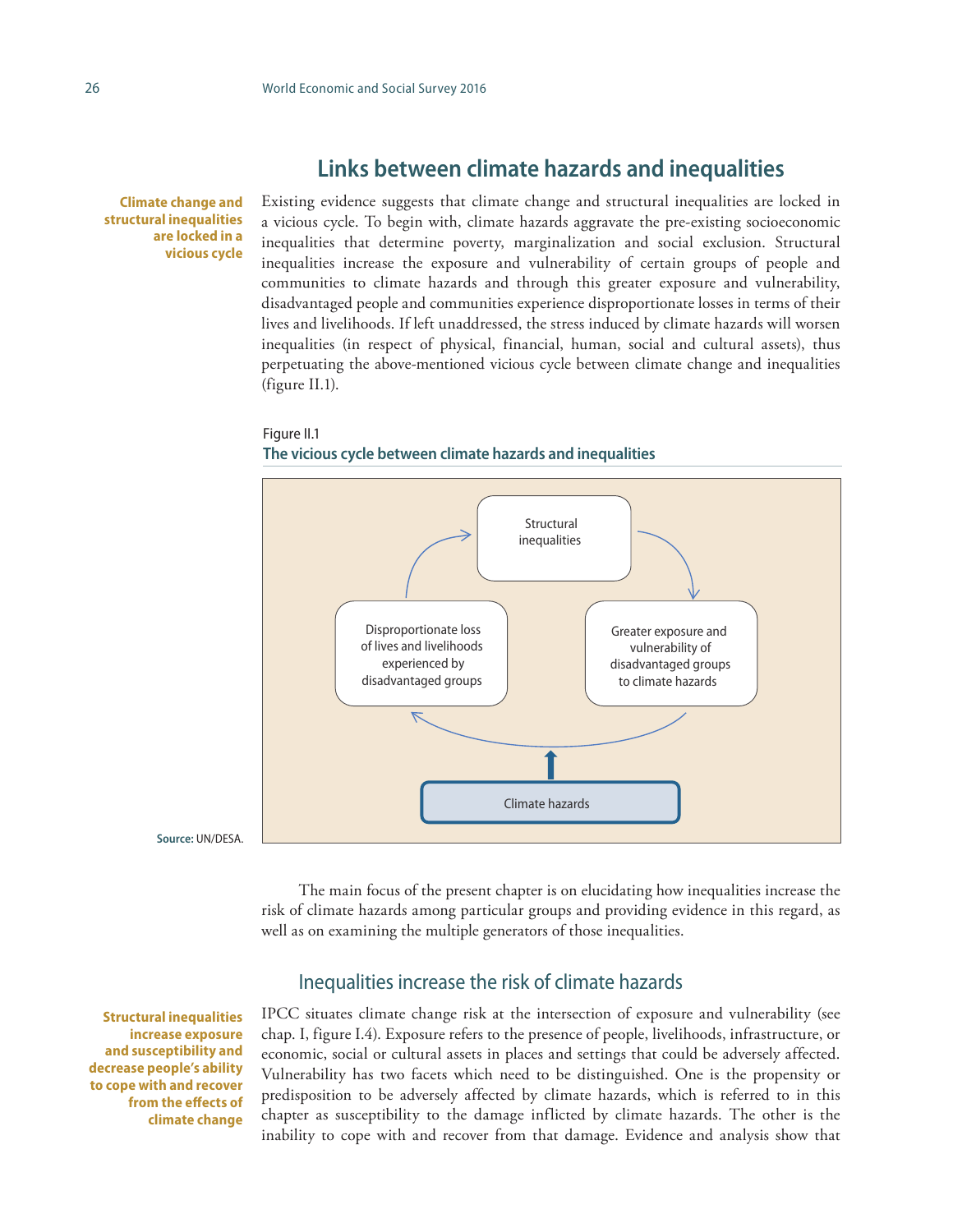## Links between climate hazards and inequalities

**Climate change and structural inequalities are locked in a vicious cycle**

Existing evidence suggests that climate change and structural inequalities are locked in a vicious cycle. To begin with, climate hazards aggravate the pre-existing socioeconomic inequalities that determine poverty, marginalization and social exclusion. Structural inequalities increase the exposure and vulnerability of certain groups of people and communities to climate hazards and through this greater exposure and vulnerability, disadvantaged people and communities experience disproportionate losses in terms of their lives and livelihoods. If left unaddressed, the stress induced by climate hazards will worsen inequalities (in respect of physical, financial, human, social and cultural assets), thus perpetuating the above-mentioned vicious cycle between climate change and inequalities (figure II.1).

Figure II.1
**The vicious cycle between climate hazards and inequalities**

Structural inequalities → Greater exposure and vulnerability of disadvantaged groups to climate hazards → Disproportionate loss of lives and livelihoods experienced by disadvantaged groups → Structural inequalities

Climate hazards

**Source:** UN/DESA.

The main focus of the present chapter is on elucidating how inequalities increase the risk of climate hazards among particular groups and providing evidence in this regard, as well as on examining the multiple generators of those inequalities.

### Inequalities increase the risk of climate hazards

**Structural inequalities increase exposure and susceptibility and decrease people's ability to cope with and recover from the effects of climate change**

IPCC situates climate change risk at the intersection of exposure and vulnerability (see chap. I, figure I.4). Exposure refers to the presence of people, livelihoods, infrastructure, or economic, social or cultural assets in places and settings that could be adversely affected. Vulnerability has two facets which need to be distinguished. One is the propensity or predisposition to be adversely affected by climate hazards, which is referred to in this chapter as susceptibility to the damage inflicted by climate hazards. The other is the inability to cope with and recover from that damage. Evidence and analysis show that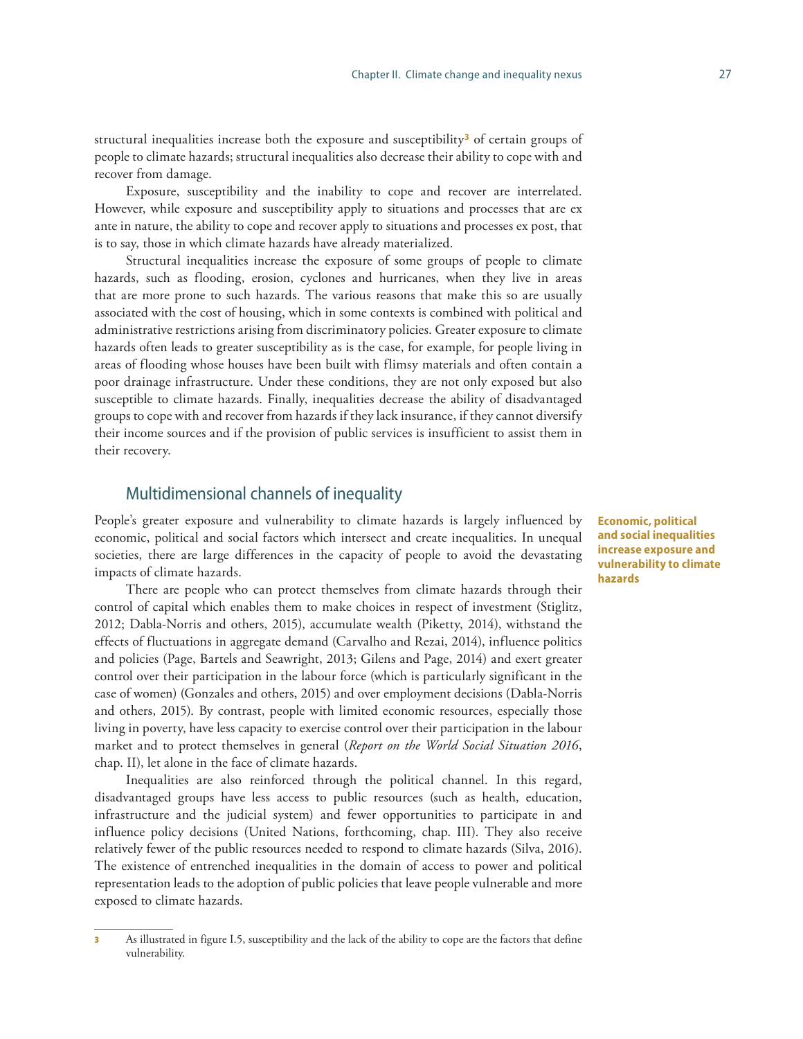structural inequalities increase both the exposure and susceptibility[3] of certain groups of people to climate hazards; structural inequalities also decrease their ability to cope with and recover from damage.

Exposure, susceptibility and the inability to cope and recover are interrelated. However, while exposure and susceptibility apply to situations and processes that are ex ante in nature, the ability to cope and recover apply to situations and processes ex post, that is to say, those in which climate hazards have already materialized.

Structural inequalities increase the exposure of some groups of people to climate hazards, such as flooding, erosion, cyclones and hurricanes, when they live in areas that are more prone to such hazards. The various reasons that make this so are usually associated with the cost of housing, which in some contexts is combined with political and administrative restrictions arising from discriminatory policies. Greater exposure to climate hazards often leads to greater susceptibility as is the case, for example, for people living in areas of flooding whose houses have been built with flimsy materials and often contain a poor drainage infrastructure. Under these conditions, they are not only exposed but also susceptible to climate hazards. Finally, inequalities decrease the ability of disadvantaged groups to cope with and recover from hazards if they lack insurance, if they cannot diversify their income sources and if the provision of public services is insufficient to assist them in their recovery.

## Multidimensional channels of inequality

**Economic, political and social inequalities increase exposure and vulnerability to climate hazards**

People's greater exposure and vulnerability to climate hazards is largely influenced by economic, political and social factors which intersect and create inequalities. In unequal societies, there are large differences in the capacity of people to avoid the devastating impacts of climate hazards.

There are people who can protect themselves from climate hazards through their control of capital which enables them to make choices in respect of investment (Stiglitz, 2012; Dabla-Norris and others, 2015), accumulate wealth (Piketty, 2014), withstand the effects of fluctuations in aggregate demand (Carvalho and Rezai, 2014), influence politics and policies (Page, Bartels and Seawright, 2013; Gilens and Page, 2014) and exert greater control over their participation in the labour force (which is particularly significant in the case of women) (Gonzales and others, 2015) and over employment decisions (Dabla-Norris and others, 2015). By contrast, people with limited economic resources, especially those living in poverty, have less capacity to exercise control over their participation in the labour market and to protect themselves in general (*Report on the World Social Situation 2016*, chap. II), let alone in the face of climate hazards.

Inequalities are also reinforced through the political channel. In this regard, disadvantaged groups have less access to public resources (such as health, education, infrastructure and the judicial system) and fewer opportunities to participate in and influence policy decisions (United Nations, forthcoming, chap. III). They also receive relatively fewer of the public resources needed to respond to climate hazards (Silva, 2016). The existence of entrenched inequalities in the domain of access to power and political representation leads to the adoption of public policies that leave people vulnerable and more exposed to climate hazards.

---

[3] As illustrated in figure I.5, susceptibility and the lack of the ability to cope are the factors that define vulnerability.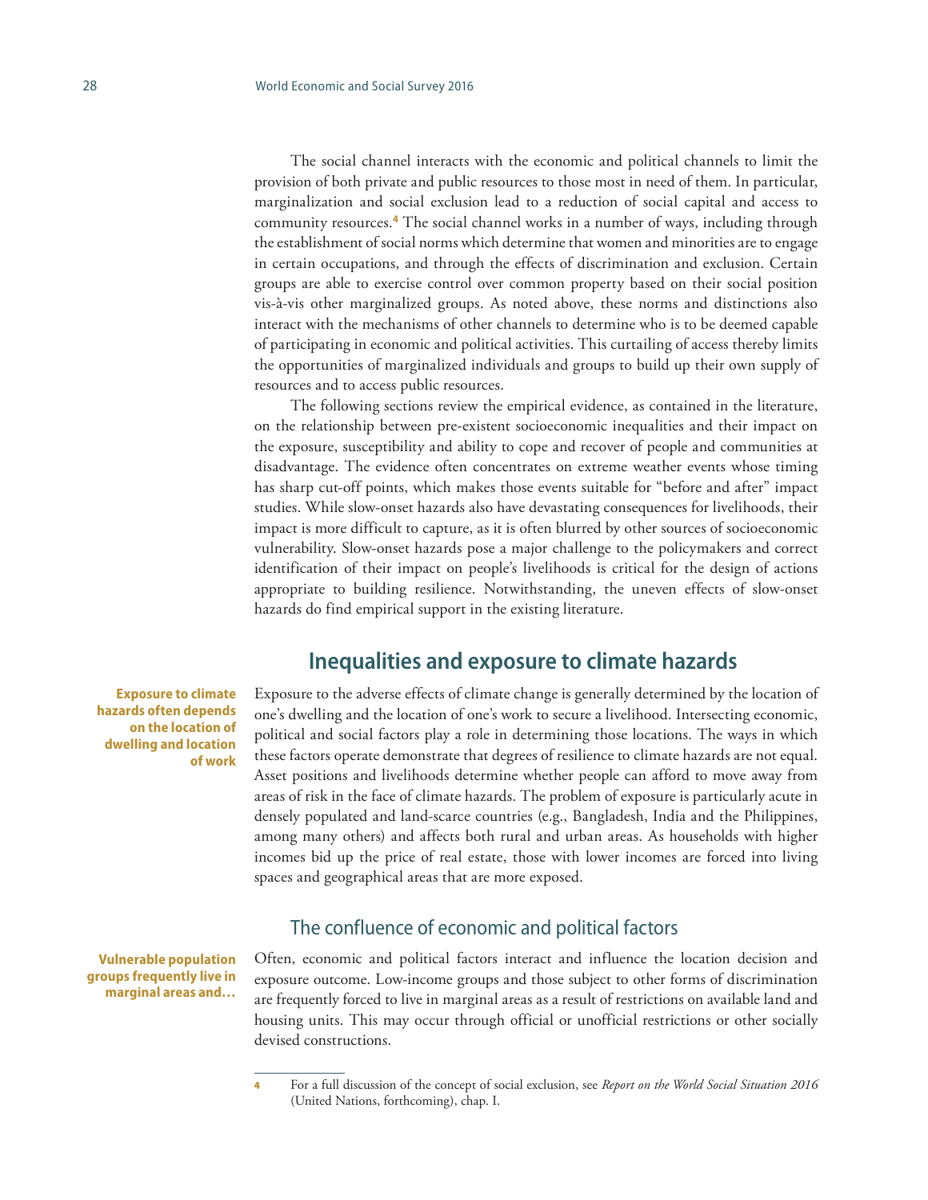The social channel interacts with the economic and political channels to limit the provision of both private and public resources to those most in need of them. In particular, marginalization and social exclusion lead to a reduction of social capital and access to community resources.[4] The social channel works in a number of ways, including through the establishment of social norms which determine that women and minorities are to engage in certain occupations, and through the effects of discrimination and exclusion. Certain groups are able to exercise control over common property based on their social position vis-à-vis other marginalized groups. As noted above, these norms and distinctions also interact with the mechanisms of other channels to determine who is to be deemed capable of participating in economic and political activities. This curtailing of access thereby limits the opportunities of marginalized individuals and groups to build up their own supply of resources and to access public resources.

The following sections review the empirical evidence, as contained in the literature, on the relationship between pre-existent socioeconomic inequalities and their impact on the exposure, susceptibility and ability to cope and recover of people and communities at disadvantage. The evidence often concentrates on extreme weather events whose timing has sharp cut-off points, which makes those events suitable for "before and after" impact studies. While slow-onset hazards also have devastating consequences for livelihoods, their impact is more difficult to capture, as it is often blurred by other sources of socioeconomic vulnerability. Slow-onset hazards pose a major challenge to the policymakers and correct identification of their impact on people's livelihoods is critical for the design of actions appropriate to building resilience. Notwithstanding, the uneven effects of slow-onset hazards do find empirical support in the existing literature.

## Inequalities and exposure to climate hazards

**Exposure to climate hazards often depends on the location of dwelling and location of work**

Exposure to the adverse effects of climate change is generally determined by the location of one's dwelling and the location of one's work to secure a livelihood. Intersecting economic, political and social factors play a role in determining those locations. The ways in which these factors operate demonstrate that degrees of resilience to climate hazards are not equal. Asset positions and livelihoods determine whether people can afford to move away from areas of risk in the face of climate hazards. The problem of exposure is particularly acute in densely populated and land-scarce countries (e.g., Bangladesh, India and the Philippines, among many others) and affects both rural and urban areas. As households with higher incomes bid up the price of real estate, those with lower incomes are forced into living spaces and geographical areas that are more exposed.

### The confluence of economic and political factors

**Vulnerable population groups frequently live in marginal areas and…**

Often, economic and political factors interact and influence the location decision and exposure outcome. Low-income groups and those subject to other forms of discrimination are frequently forced to live in marginal areas as a result of restrictions on available land and housing units. This may occur through official or unofficial restrictions or other socially devised constructions.

---

4 For a full discussion of the concept of social exclusion, see *Report on the World Social Situation 2016* (United Nations, forthcoming), chap. I.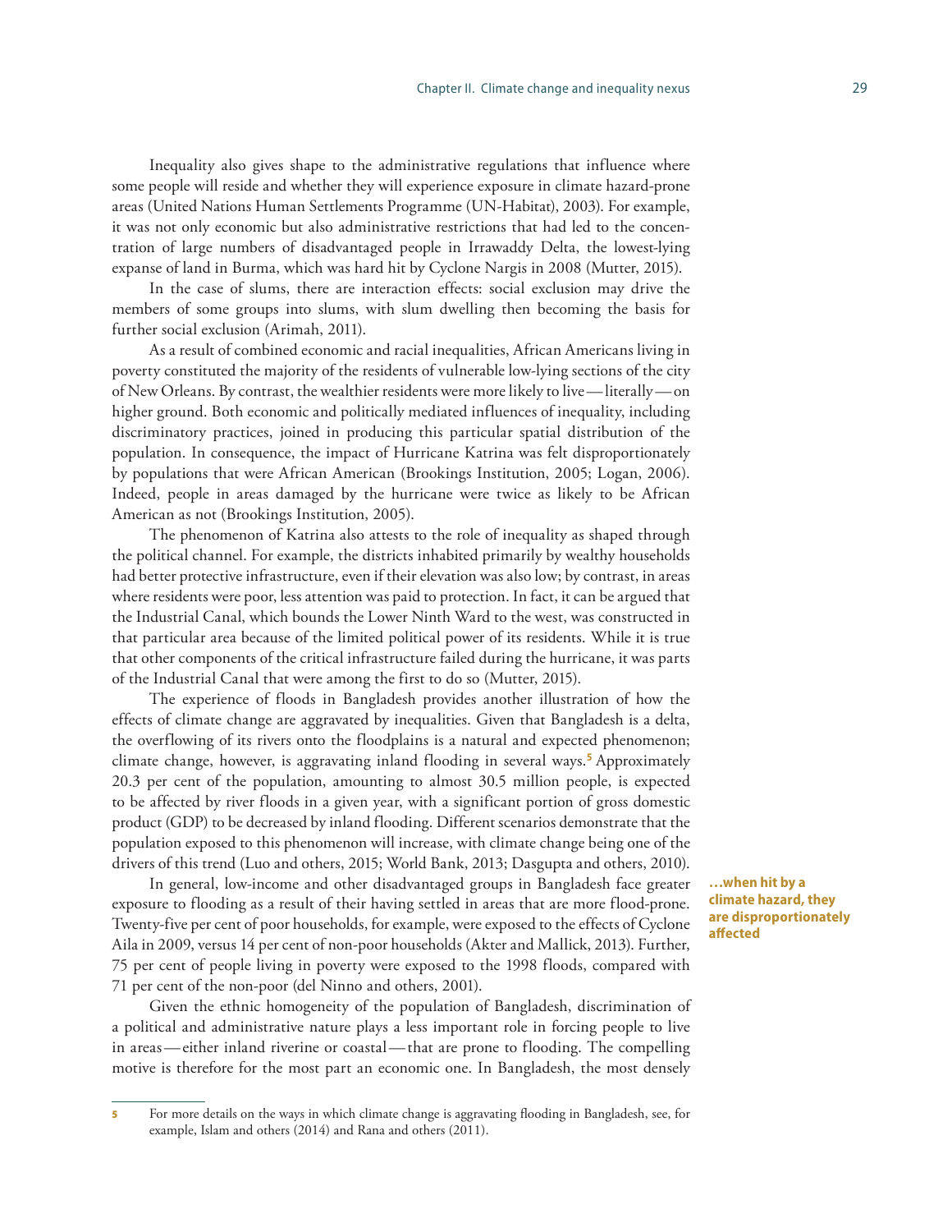Inequality also gives shape to the administrative regulations that influence where some people will reside and whether they will experience exposure in climate hazard-prone areas (United Nations Human Settlements Programme (UN-Habitat), 2003). For example, it was not only economic but also administrative restrictions that had led to the concentration of large numbers of disadvantaged people in Irrawaddy Delta, the lowest-lying expanse of land in Burma, which was hard hit by Cyclone Nargis in 2008 (Mutter, 2015).

In the case of slums, there are interaction effects: social exclusion may drive the members of some groups into slums, with slum dwelling then becoming the basis for further social exclusion (Arimah, 2011).

As a result of combined economic and racial inequalities, African Americans living in poverty constituted the majority of the residents of vulnerable low-lying sections of the city of New Orleans. By contrast, the wealthier residents were more likely to live — literally — on higher ground. Both economic and politically mediated influences of inequality, including discriminatory practices, joined in producing this particular spatial distribution of the population. In consequence, the impact of Hurricane Katrina was felt disproportionately by populations that were African American (Brookings Institution, 2005; Logan, 2006). Indeed, people in areas damaged by the hurricane were twice as likely to be African American as not (Brookings Institution, 2005).

The phenomenon of Katrina also attests to the role of inequality as shaped through the political channel. For example, the districts inhabited primarily by wealthy households had better protective infrastructure, even if their elevation was also low; by contrast, in areas where residents were poor, less attention was paid to protection. In fact, it can be argued that the Industrial Canal, which bounds the Lower Ninth Ward to the west, was constructed in that particular area because of the limited political power of its residents. While it is true that other components of the critical infrastructure failed during the hurricane, it was parts of the Industrial Canal that were among the first to do so (Mutter, 2015).

The experience of floods in Bangladesh provides another illustration of how the effects of climate change are aggravated by inequalities. Given that Bangladesh is a delta, the overflowing of its rivers onto the floodplains is a natural and expected phenomenon; climate change, however, is aggravating inland flooding in several ways.[5] Approximately 20.3 per cent of the population, amounting to almost 30.5 million people, is expected to be affected by river floods in a given year, with a significant portion of gross domestic product (GDP) to be decreased by inland flooding. Different scenarios demonstrate that the population exposed to this phenomenon will increase, with climate change being one of the drivers of this trend (Luo and others, 2015; World Bank, 2013; Dasgupta and others, 2010).

**…when hit by a climate hazard, they are disproportionately affected**

In general, low-income and other disadvantaged groups in Bangladesh face greater exposure to flooding as a result of their having settled in areas that are more flood-prone. Twenty-five per cent of poor households, for example, were exposed to the effects of Cyclone Aila in 2009, versus 14 per cent of non-poor households (Akter and Mallick, 2013). Further, 75 per cent of people living in poverty were exposed to the 1998 floods, compared with 71 per cent of the non-poor (del Ninno and others, 2001).

Given the ethnic homogeneity of the population of Bangladesh, discrimination of a political and administrative nature plays a less important role in forcing people to live in areas — either inland riverine or coastal — that are prone to flooding. The compelling motive is therefore for the most part an economic one. In Bangladesh, the most densely

---

[5] For more details on the ways in which climate change is aggravating flooding in Bangladesh, see, for example, Islam and others (2014) and Rana and others (2011).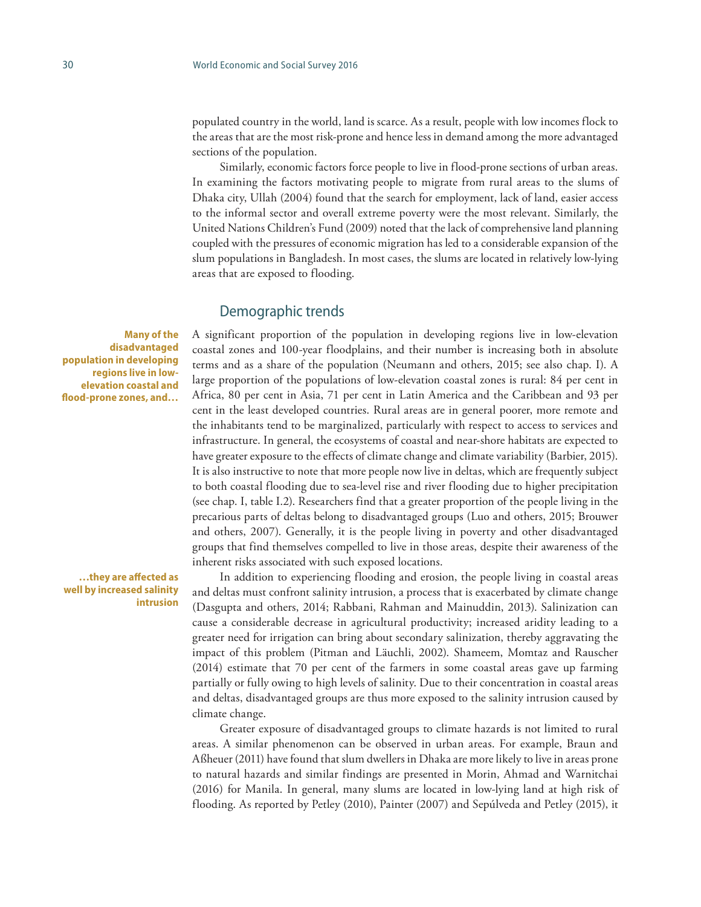populated country in the world, land is scarce. As a result, people with low incomes flock to the areas that are the most risk-prone and hence less in demand among the more advantaged sections of the population.

Similarly, economic factors force people to live in flood-prone sections of urban areas. In examining the factors motivating people to migrate from rural areas to the slums of Dhaka city, Ullah (2004) found that the search for employment, lack of land, easier access to the informal sector and overall extreme poverty were the most relevant. Similarly, the United Nations Children's Fund (2009) noted that the lack of comprehensive land planning coupled with the pressures of economic migration has led to a considerable expansion of the slum populations in Bangladesh. In most cases, the slums are located in relatively low-lying areas that are exposed to flooding.

## Demographic trends

**Many of the disadvantaged population in developing regions live in low-elevation coastal and flood-prone zones, and…**

A significant proportion of the population in developing regions live in low-elevation coastal zones and 100-year floodplains, and their number is increasing both in absolute terms and as a share of the population (Neumann and others, 2015; see also chap. I). A large proportion of the populations of low-elevation coastal zones is rural: 84 per cent in Africa, 80 per cent in Asia, 71 per cent in Latin America and the Caribbean and 93 per cent in the least developed countries. Rural areas are in general poorer, more remote and the inhabitants tend to be marginalized, particularly with respect to access to services and infrastructure. In general, the ecosystems of coastal and near-shore habitats are expected to have greater exposure to the effects of climate change and climate variability (Barbier, 2015). It is also instructive to note that more people now live in deltas, which are frequently subject to both coastal flooding due to sea-level rise and river flooding due to higher precipitation (see chap. I, table I.2). Researchers find that a greater proportion of the people living in the precarious parts of deltas belong to disadvantaged groups (Luo and others, 2015; Brouwer and others, 2007). Generally, it is the people living in poverty and other disadvantaged groups that find themselves compelled to live in those areas, despite their awareness of the inherent risks associated with such exposed locations.

**…they are affected as well by increased salinity intrusion**

In addition to experiencing flooding and erosion, the people living in coastal areas and deltas must confront salinity intrusion, a process that is exacerbated by climate change (Dasgupta and others, 2014; Rabbani, Rahman and Mainuddin, 2013). Salinization can cause a considerable decrease in agricultural productivity; increased aridity leading to a greater need for irrigation can bring about secondary salinization, thereby aggravating the impact of this problem (Pitman and Läuchli, 2002). Shameem, Momtaz and Rauscher (2014) estimate that 70 per cent of the farmers in some coastal areas gave up farming partially or fully owing to high levels of salinity. Due to their concentration in coastal areas and deltas, disadvantaged groups are thus more exposed to the salinity intrusion caused by climate change.

Greater exposure of disadvantaged groups to climate hazards is not limited to rural areas. A similar phenomenon can be observed in urban areas. For example, Braun and Aßheuer (2011) have found that slum dwellers in Dhaka are more likely to live in areas prone to natural hazards and similar findings are presented in Morin, Ahmad and Warnitchai (2016) for Manila. In general, many slums are located in low-lying land at high risk of flooding. As reported by Petley (2010), Painter (2007) and Sepúlveda and Petley (2015), it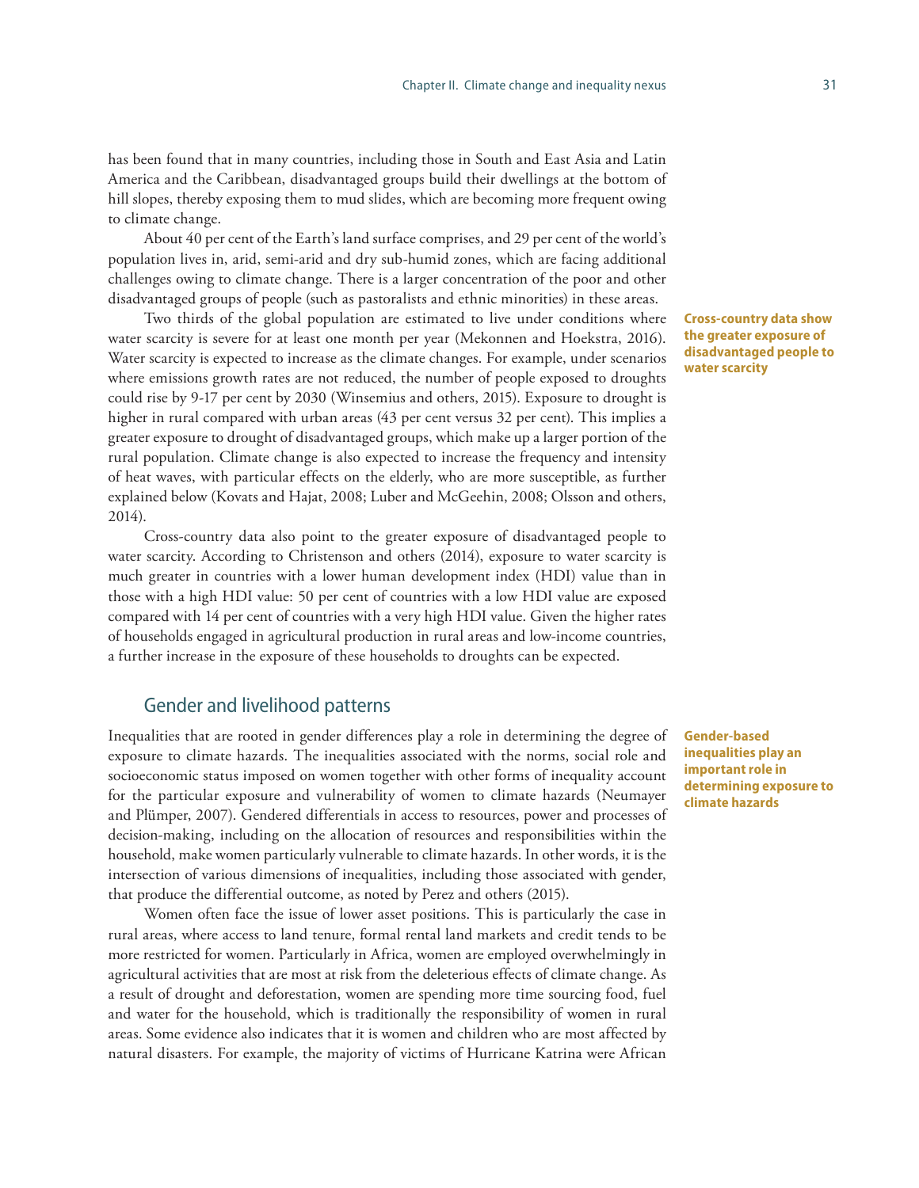has been found that in many countries, including those in South and East Asia and Latin America and the Caribbean, disadvantaged groups build their dwellings at the bottom of hill slopes, thereby exposing them to mud slides, which are becoming more frequent owing to climate change.

About 40 per cent of the Earth's land surface comprises, and 29 per cent of the world's population lives in, arid, semi-arid and dry sub-humid zones, which are facing additional challenges owing to climate change. There is a larger concentration of the poor and other disadvantaged groups of people (such as pastoralists and ethnic minorities) in these areas.

Two thirds of the global population are estimated to live under conditions where water scarcity is severe for at least one month per year (Mekonnen and Hoekstra, 2016). Water scarcity is expected to increase as the climate changes. For example, under scenarios where emissions growth rates are not reduced, the number of people exposed to droughts could rise by 9-17 per cent by 2030 (Winsemius and others, 2015). Exposure to drought is higher in rural compared with urban areas (43 per cent versus 32 per cent). This implies a greater exposure to drought of disadvantaged groups, which make up a larger portion of the rural population. Climate change is also expected to increase the frequency and intensity of heat waves, with particular effects on the elderly, who are more susceptible, as further explained below (Kovats and Hajat, 2008; Luber and McGeehin, 2008; Olsson and others, 2014).

**Cross-country data show the greater exposure of disadvantaged people to water scarcity**

Cross-country data also point to the greater exposure of disadvantaged people to water scarcity. According to Christenson and others (2014), exposure to water scarcity is much greater in countries with a lower human development index (HDI) value than in those with a high HDI value: 50 per cent of countries with a low HDI value are exposed compared with 14 per cent of countries with a very high HDI value. Given the higher rates of households engaged in agricultural production in rural areas and low-income countries, a further increase in the exposure of these households to droughts can be expected.

## Gender and livelihood patterns

**Gender-based inequalities play an important role in determining exposure to climate hazards**

Inequalities that are rooted in gender differences play a role in determining the degree of exposure to climate hazards. The inequalities associated with the norms, social role and socioeconomic status imposed on women together with other forms of inequality account for the particular exposure and vulnerability of women to climate hazards (Neumayer and Plümper, 2007). Gendered differentials in access to resources, power and processes of decision-making, including on the allocation of resources and responsibilities within the household, make women particularly vulnerable to climate hazards. In other words, it is the intersection of various dimensions of inequalities, including those associated with gender, that produce the differential outcome, as noted by Perez and others (2015).

Women often face the issue of lower asset positions. This is particularly the case in rural areas, where access to land tenure, formal rental land markets and credit tends to be more restricted for women. Particularly in Africa, women are employed overwhelmingly in agricultural activities that are most at risk from the deleterious effects of climate change. As a result of drought and deforestation, women are spending more time sourcing food, fuel and water for the household, which is traditionally the responsibility of women in rural areas. Some evidence also indicates that it is women and children who are most affected by natural disasters. For example, the majority of victims of Hurricane Katrina were African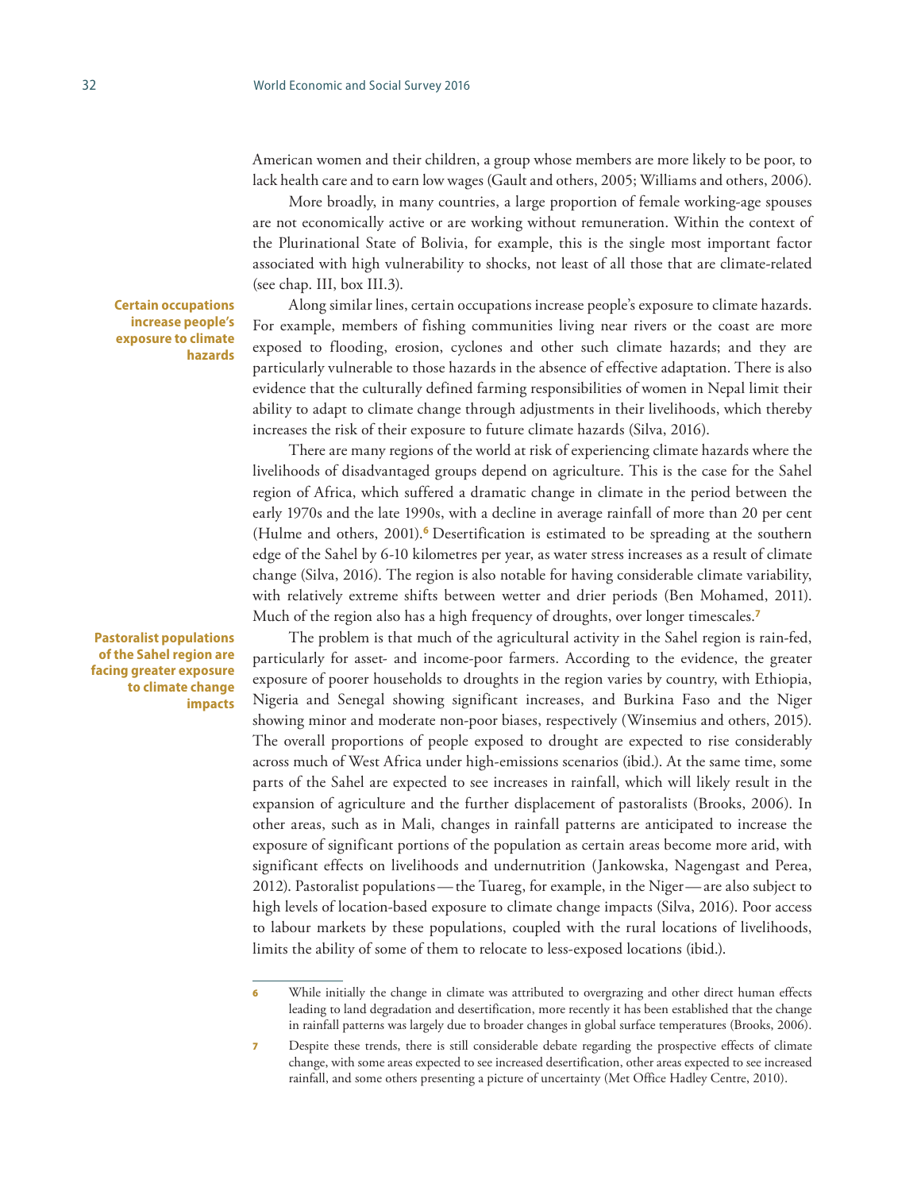American women and their children, a group whose members are more likely to be poor, to lack health care and to earn low wages (Gault and others, 2005; Williams and others, 2006).

More broadly, in many countries, a large proportion of female working-age spouses are not economically active or are working without remuneration. Within the context of the Plurinational State of Bolivia, for example, this is the single most important factor associated with high vulnerability to shocks, not least of all those that are climate-related (see chap. III, box III.3).

**Certain occupations increase people's exposure to climate hazards**

Along similar lines, certain occupations increase people's exposure to climate hazards. For example, members of fishing communities living near rivers or the coast are more exposed to flooding, erosion, cyclones and other such climate hazards; and they are particularly vulnerable to those hazards in the absence of effective adaptation. There is also evidence that the culturally defined farming responsibilities of women in Nepal limit their ability to adapt to climate change through adjustments in their livelihoods, which thereby increases the risk of their exposure to future climate hazards (Silva, 2016).

There are many regions of the world at risk of experiencing climate hazards where the livelihoods of disadvantaged groups depend on agriculture. This is the case for the Sahel region of Africa, which suffered a dramatic change in climate in the period between the early 1970s and the late 1990s, with a decline in average rainfall of more than 20 per cent (Hulme and others, 2001).[6] Desertification is estimated to be spreading at the southern edge of the Sahel by 6-10 kilometres per year, as water stress increases as a result of climate change (Silva, 2016). The region is also notable for having considerable climate variability, with relatively extreme shifts between wetter and drier periods (Ben Mohamed, 2011). Much of the region also has a high frequency of droughts, over longer timescales.[7]

**Pastoralist populations of the Sahel region are facing greater exposure to climate change impacts**

The problem is that much of the agricultural activity in the Sahel region is rain-fed, particularly for asset- and income-poor farmers. According to the evidence, the greater exposure of poorer households to droughts in the region varies by country, with Ethiopia, Nigeria and Senegal showing significant increases, and Burkina Faso and the Niger showing minor and moderate non-poor biases, respectively (Winsemius and others, 2015). The overall proportions of people exposed to drought are expected to rise considerably across much of West Africa under high-emissions scenarios (ibid.). At the same time, some parts of the Sahel are expected to see increases in rainfall, which will likely result in the expansion of agriculture and the further displacement of pastoralists (Brooks, 2006). In other areas, such as in Mali, changes in rainfall patterns are anticipated to increase the exposure of significant portions of the population as certain areas become more arid, with significant effects on livelihoods and undernutrition (Jankowska, Nagengast and Perea, 2012). Pastoralist populations — the Tuareg, for example, in the Niger — are also subject to high levels of location-based exposure to climate change impacts (Silva, 2016). Poor access to labour markets by these populations, coupled with the rural locations of livelihoods, limits the ability of some of them to relocate to less-exposed locations (ibid.).

---

6 While initially the change in climate was attributed to overgrazing and other direct human effects leading to land degradation and desertification, more recently it has been established that the change in rainfall patterns was largely due to broader changes in global surface temperatures (Brooks, 2006).

7 Despite these trends, there is still considerable debate regarding the prospective effects of climate change, with some areas expected to see increased desertification, other areas expected to see increased rainfall, and some others presenting a picture of uncertainty (Met Office Hadley Centre, 2010).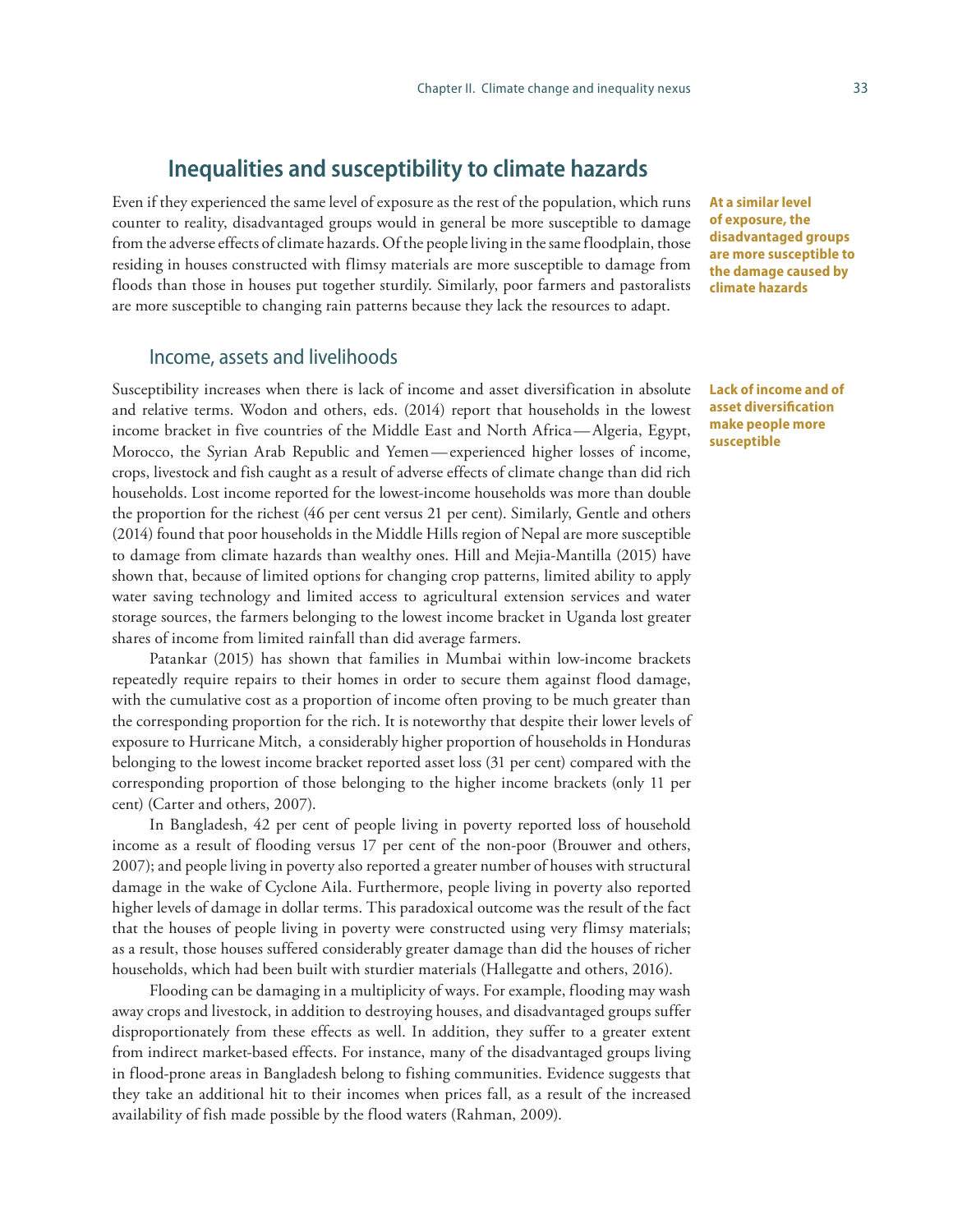## Inequalities and susceptibility to climate hazards

Even if they experienced the same level of exposure as the rest of the population, which runs counter to reality, disadvantaged groups would in general be more susceptible to damage from the adverse effects of climate hazards. Of the people living in the same floodplain, those residing in houses constructed with flimsy materials are more susceptible to damage from floods than those in houses put together sturdily. Similarly, poor farmers and pastoralists are more susceptible to changing rain patterns because they lack the resources to adapt.

**At a similar level of exposure, the disadvantaged groups are more susceptible to the damage caused by climate hazards**

### Income, assets and livelihoods

Susceptibility increases when there is lack of income and asset diversification in absolute and relative terms. Wodon and others, eds. (2014) report that households in the lowest income bracket in five countries of the Middle East and North Africa — Algeria, Egypt, Morocco, the Syrian Arab Republic and Yemen — experienced higher losses of income, crops, livestock and fish caught as a result of adverse effects of climate change than did rich households. Lost income reported for the lowest-income households was more than double the proportion for the richest (46 per cent versus 21 per cent). Similarly, Gentle and others (2014) found that poor households in the Middle Hills region of Nepal are more susceptible to damage from climate hazards than wealthy ones. Hill and Mejia-Mantilla (2015) have shown that, because of limited options for changing crop patterns, limited ability to apply water saving technology and limited access to agricultural extension services and water storage sources, the farmers belonging to the lowest income bracket in Uganda lost greater shares of income from limited rainfall than did average farmers.

**Lack of income and of asset diversification make people more susceptible**

Patankar (2015) has shown that families in Mumbai within low-income brackets repeatedly require repairs to their homes in order to secure them against flood damage, with the cumulative cost as a proportion of income often proving to be much greater than the corresponding proportion for the rich. It is noteworthy that despite their lower levels of exposure to Hurricane Mitch, a considerably higher proportion of households in Honduras belonging to the lowest income bracket reported asset loss (31 per cent) compared with the corresponding proportion of those belonging to the higher income brackets (only 11 per cent) (Carter and others, 2007).

In Bangladesh, 42 per cent of people living in poverty reported loss of household income as a result of flooding versus 17 per cent of the non-poor (Brouwer and others, 2007); and people living in poverty also reported a greater number of houses with structural damage in the wake of Cyclone Aila. Furthermore, people living in poverty also reported higher levels of damage in dollar terms. This paradoxical outcome was the result of the fact that the houses of people living in poverty were constructed using very flimsy materials; as a result, those houses suffered considerably greater damage than did the houses of richer households, which had been built with sturdier materials (Hallegatte and others, 2016).

Flooding can be damaging in a multiplicity of ways. For example, flooding may wash away crops and livestock, in addition to destroying houses, and disadvantaged groups suffer disproportionately from these effects as well. In addition, they suffer to a greater extent from indirect market-based effects. For instance, many of the disadvantaged groups living in flood-prone areas in Bangladesh belong to fishing communities. Evidence suggests that they take an additional hit to their incomes when prices fall, as a result of the increased availability of fish made possible by the flood waters (Rahman, 2009).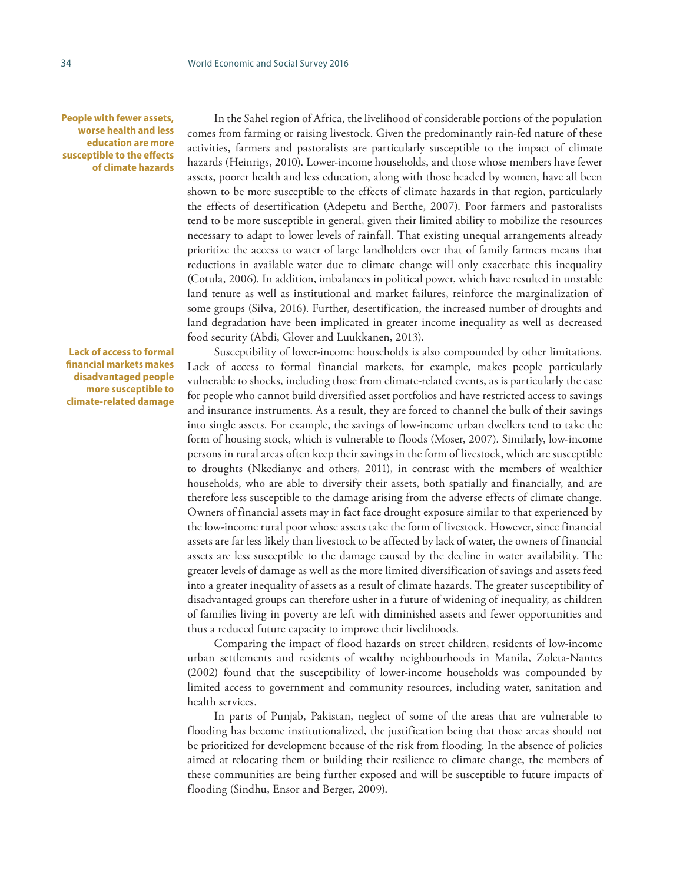**People with fewer assets, worse health and less education are more susceptible to the effects of climate hazards**

In the Sahel region of Africa, the livelihood of considerable portions of the population comes from farming or raising livestock. Given the predominantly rain-fed nature of these activities, farmers and pastoralists are particularly susceptible to the impact of climate hazards (Heinrigs, 2010). Lower-income households, and those whose members have fewer assets, poorer health and less education, along with those headed by women, have all been shown to be more susceptible to the effects of climate hazards in that region, particularly the effects of desertification (Adepetu and Berthe, 2007). Poor farmers and pastoralists tend to be more susceptible in general, given their limited ability to mobilize the resources necessary to adapt to lower levels of rainfall. That existing unequal arrangements already prioritize the access to water of large landholders over that of family farmers means that reductions in available water due to climate change will only exacerbate this inequality (Cotula, 2006). In addition, imbalances in political power, which have resulted in unstable land tenure as well as institutional and market failures, reinforce the marginalization of some groups (Silva, 2016). Further, desertification, the increased number of droughts and land degradation have been implicated in greater income inequality as well as decreased food security (Abdi, Glover and Luukkanen, 2013).

**Lack of access to formal financial markets makes disadvantaged people more susceptible to climate-related damage**

Susceptibility of lower-income households is also compounded by other limitations. Lack of access to formal financial markets, for example, makes people particularly vulnerable to shocks, including those from climate-related events, as is particularly the case for people who cannot build diversified asset portfolios and have restricted access to savings and insurance instruments. As a result, they are forced to channel the bulk of their savings into single assets. For example, the savings of low-income urban dwellers tend to take the form of housing stock, which is vulnerable to floods (Moser, 2007). Similarly, low-income persons in rural areas often keep their savings in the form of livestock, which are susceptible to droughts (Nkedianye and others, 2011), in contrast with the members of wealthier households, who are able to diversify their assets, both spatially and financially, and are therefore less susceptible to the damage arising from the adverse effects of climate change. Owners of financial assets may in fact face drought exposure similar to that experienced by the low-income rural poor whose assets take the form of livestock. However, since financial assets are far less likely than livestock to be affected by lack of water, the owners of financial assets are less susceptible to the damage caused by the decline in water availability. The greater levels of damage as well as the more limited diversification of savings and assets feed into a greater inequality of assets as a result of climate hazards. The greater susceptibility of disadvantaged groups can therefore usher in a future of widening of inequality, as children of families living in poverty are left with diminished assets and fewer opportunities and thus a reduced future capacity to improve their livelihoods.

Comparing the impact of flood hazards on street children, residents of low-income urban settlements and residents of wealthy neighbourhoods in Manila, Zoleta-Nantes (2002) found that the susceptibility of lower-income households was compounded by limited access to government and community resources, including water, sanitation and health services.

In parts of Punjab, Pakistan, neglect of some of the areas that are vulnerable to flooding has become institutionalized, the justification being that those areas should not be prioritized for development because of the risk from flooding. In the absence of policies aimed at relocating them or building their resilience to climate change, the members of these communities are being further exposed and will be susceptible to future impacts of flooding (Sindhu, Ensor and Berger, 2009).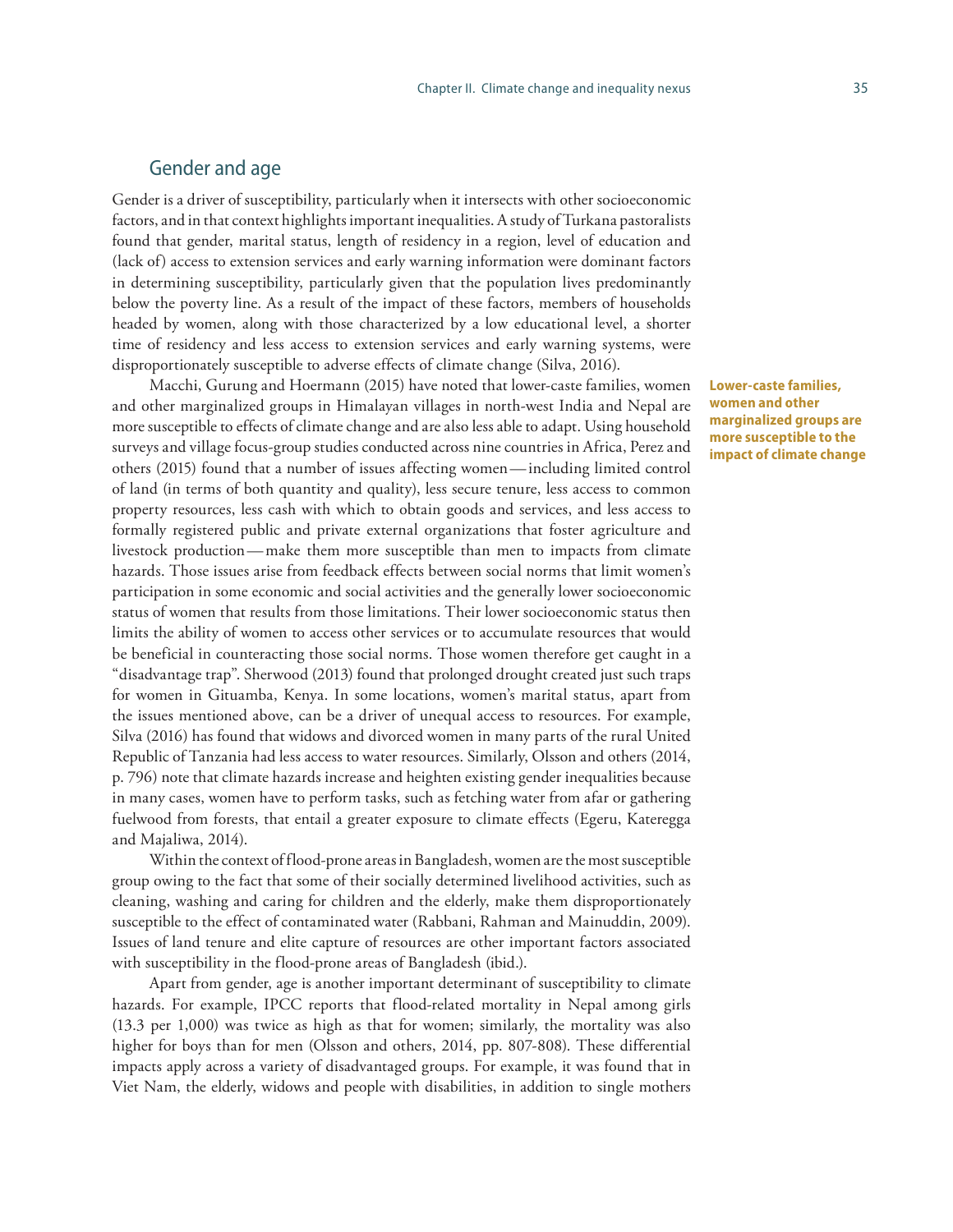## Gender and age

Gender is a driver of susceptibility, particularly when it intersects with other socioeconomic factors, and in that context highlights important inequalities. A study of Turkana pastoralists found that gender, marital status, length of residency in a region, level of education and (lack of) access to extension services and early warning information were dominant factors in determining susceptibility, particularly given that the population lives predominantly below the poverty line. As a result of the impact of these factors, members of households headed by women, along with those characterized by a low educational level, a shorter time of residency and less access to extension services and early warning systems, were disproportionately susceptible to adverse effects of climate change (Silva, 2016).

**Lower-caste families, women and other marginalized groups are more susceptible to the impact of climate change**

Macchi, Gurung and Hoermann (2015) have noted that lower-caste families, women and other marginalized groups in Himalayan villages in north-west India and Nepal are more susceptible to effects of climate change and are also less able to adapt. Using household surveys and village focus-group studies conducted across nine countries in Africa, Perez and others (2015) found that a number of issues affecting women — including limited control of land (in terms of both quantity and quality), less secure tenure, less access to common property resources, less cash with which to obtain goods and services, and less access to formally registered public and private external organizations that foster agriculture and livestock production — make them more susceptible than men to impacts from climate hazards. Those issues arise from feedback effects between social norms that limit women's participation in some economic and social activities and the generally lower socioeconomic status of women that results from those limitations. Their lower socioeconomic status then limits the ability of women to access other services or to accumulate resources that would be beneficial in counteracting those social norms. Those women therefore get caught in a "disadvantage trap". Sherwood (2013) found that prolonged drought created just such traps for women in Gituamba, Kenya. In some locations, women's marital status, apart from the issues mentioned above, can be a driver of unequal access to resources. For example, Silva (2016) has found that widows and divorced women in many parts of the rural United Republic of Tanzania had less access to water resources. Similarly, Olsson and others (2014, p. 796) note that climate hazards increase and heighten existing gender inequalities because in many cases, women have to perform tasks, such as fetching water from afar or gathering fuelwood from forests, that entail a greater exposure to climate effects (Egeru, Kateregga and Majaliwa, 2014).

Within the context of flood-prone areas in Bangladesh, women are the most susceptible group owing to the fact that some of their socially determined livelihood activities, such as cleaning, washing and caring for children and the elderly, make them disproportionately susceptible to the effect of contaminated water (Rabbani, Rahman and Mainuddin, 2009). Issues of land tenure and elite capture of resources are other important factors associated with susceptibility in the flood-prone areas of Bangladesh (ibid.).

Apart from gender, age is another important determinant of susceptibility to climate hazards. For example, IPCC reports that flood-related mortality in Nepal among girls (13.3 per 1,000) was twice as high as that for women; similarly, the mortality was also higher for boys than for men (Olsson and others, 2014, pp. 807-808). These differential impacts apply across a variety of disadvantaged groups. For example, it was found that in Viet Nam, the elderly, widows and people with disabilities, in addition to single mothers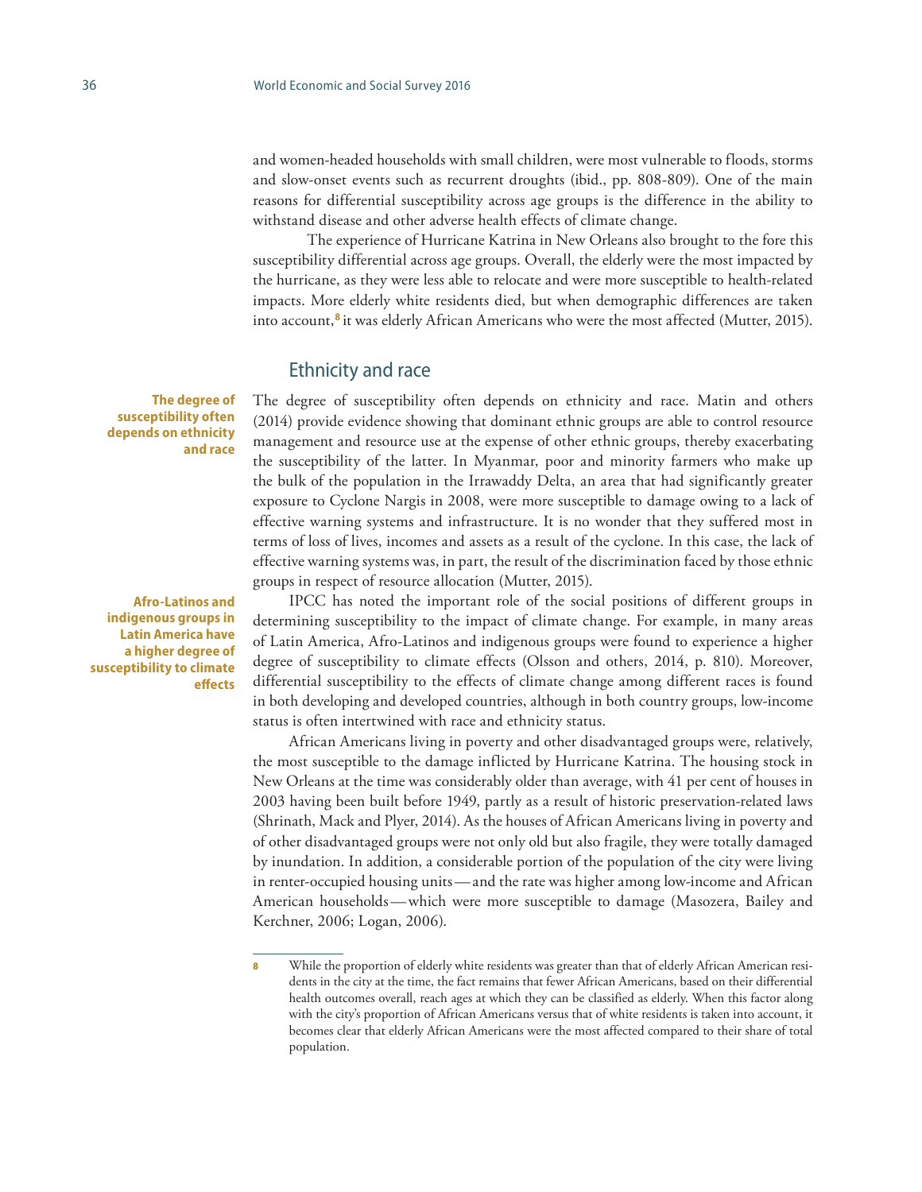and women-headed households with small children, were most vulnerable to floods, storms and slow-onset events such as recurrent droughts (ibid., pp. 808-809). One of the main reasons for differential susceptibility across age groups is the difference in the ability to withstand disease and other adverse health effects of climate change.

The experience of Hurricane Katrina in New Orleans also brought to the fore this susceptibility differential across age groups. Overall, the elderly were the most impacted by the hurricane, as they were less able to relocate and were more susceptible to health-related impacts. More elderly white residents died, but when demographic differences are taken into account,[8] it was elderly African Americans who were the most affected (Mutter, 2015).

## Ethnicity and race

**The degree of susceptibility often depends on ethnicity and race**

The degree of susceptibility often depends on ethnicity and race. Matin and others (2014) provide evidence showing that dominant ethnic groups are able to control resource management and resource use at the expense of other ethnic groups, thereby exacerbating the susceptibility of the latter. In Myanmar, poor and minority farmers who make up the bulk of the population in the Irrawaddy Delta, an area that had significantly greater exposure to Cyclone Nargis in 2008, were more susceptible to damage owing to a lack of effective warning systems and infrastructure. It is no wonder that they suffered most in terms of loss of lives, incomes and assets as a result of the cyclone. In this case, the lack of effective warning systems was, in part, the result of the discrimination faced by those ethnic groups in respect of resource allocation (Mutter, 2015).

**Afro-Latinos and indigenous groups in Latin America have a higher degree of susceptibility to climate effects**

IPCC has noted the important role of the social positions of different groups in determining susceptibility to the impact of climate change. For example, in many areas of Latin America, Afro-Latinos and indigenous groups were found to experience a higher degree of susceptibility to climate effects (Olsson and others, 2014, p. 810). Moreover, differential susceptibility to the effects of climate change among different races is found in both developing and developed countries, although in both country groups, low-income status is often intertwined with race and ethnicity status.

African Americans living in poverty and other disadvantaged groups were, relatively, the most susceptible to the damage inflicted by Hurricane Katrina. The housing stock in New Orleans at the time was considerably older than average, with 41 per cent of houses in 2003 having been built before 1949, partly as a result of historic preservation-related laws (Shrinath, Mack and Plyer, 2014). As the houses of African Americans living in poverty and of other disadvantaged groups were not only old but also fragile, they were totally damaged by inundation. In addition, a considerable portion of the population of the city were living in renter-occupied housing units—and the rate was higher among low-income and African American households—which were more susceptible to damage (Masozera, Bailey and Kerchner, 2006; Logan, 2006).

---

8 While the proportion of elderly white residents was greater than that of elderly African American residents in the city at the time, the fact remains that fewer African Americans, based on their differential health outcomes overall, reach ages at which they can be classified as elderly. When this factor along with the city's proportion of African Americans versus that of white residents is taken into account, it becomes clear that elderly African Americans were the most affected compared to their share of total population.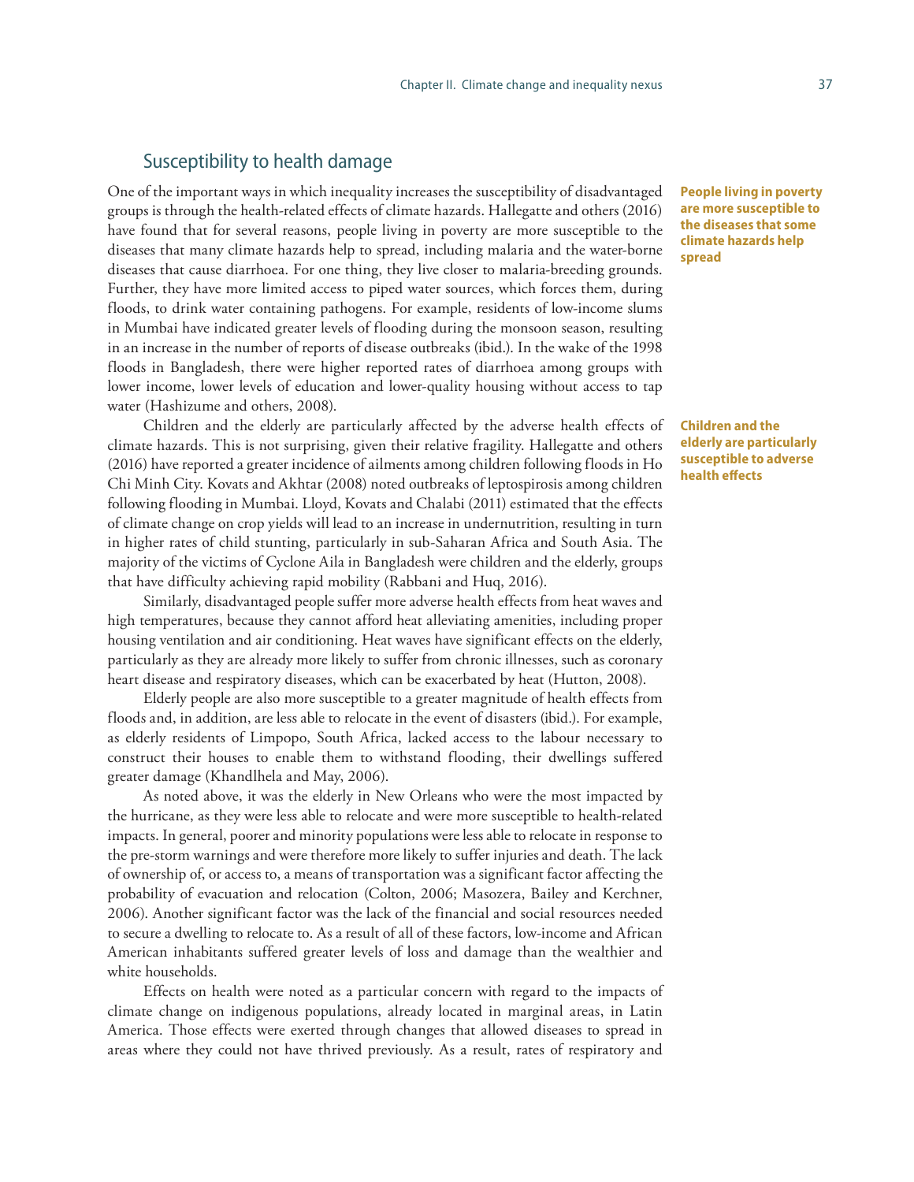## Susceptibility to health damage

**People living in poverty are more susceptible to the diseases that some climate hazards help spread**

One of the important ways in which inequality increases the susceptibility of disadvantaged groups is through the health-related effects of climate hazards. Hallegatte and others (2016) have found that for several reasons, people living in poverty are more susceptible to the diseases that many climate hazards help to spread, including malaria and the water-borne diseases that cause diarrhoea. For one thing, they live closer to malaria-breeding grounds. Further, they have more limited access to piped water sources, which forces them, during floods, to drink water containing pathogens. For example, residents of low-income slums in Mumbai have indicated greater levels of flooding during the monsoon season, resulting in an increase in the number of reports of disease outbreaks (ibid.). In the wake of the 1998 floods in Bangladesh, there were higher reported rates of diarrhoea among groups with lower income, lower levels of education and lower-quality housing without access to tap water (Hashizume and others, 2008).

**Children and the elderly are particularly susceptible to adverse health effects**

Children and the elderly are particularly affected by the adverse health effects of climate hazards. This is not surprising, given their relative fragility. Hallegatte and others (2016) have reported a greater incidence of ailments among children following floods in Ho Chi Minh City. Kovats and Akhtar (2008) noted outbreaks of leptospirosis among children following flooding in Mumbai. Lloyd, Kovats and Chalabi (2011) estimated that the effects of climate change on crop yields will lead to an increase in undernutrition, resulting in turn in higher rates of child stunting, particularly in sub-Saharan Africa and South Asia. The majority of the victims of Cyclone Aila in Bangladesh were children and the elderly, groups that have difficulty achieving rapid mobility (Rabbani and Huq, 2016).

Similarly, disadvantaged people suffer more adverse health effects from heat waves and high temperatures, because they cannot afford heat alleviating amenities, including proper housing ventilation and air conditioning. Heat waves have significant effects on the elderly, particularly as they are already more likely to suffer from chronic illnesses, such as coronary heart disease and respiratory diseases, which can be exacerbated by heat (Hutton, 2008).

Elderly people are also more susceptible to a greater magnitude of health effects from floods and, in addition, are less able to relocate in the event of disasters (ibid.). For example, as elderly residents of Limpopo, South Africa, lacked access to the labour necessary to construct their houses to enable them to withstand flooding, their dwellings suffered greater damage (Khandlhela and May, 2006).

As noted above, it was the elderly in New Orleans who were the most impacted by the hurricane, as they were less able to relocate and were more susceptible to health-related impacts. In general, poorer and minority populations were less able to relocate in response to the pre-storm warnings and were therefore more likely to suffer injuries and death. The lack of ownership of, or access to, a means of transportation was a significant factor affecting the probability of evacuation and relocation (Colton, 2006; Masozera, Bailey and Kerchner, 2006). Another significant factor was the lack of the financial and social resources needed to secure a dwelling to relocate to. As a result of all of these factors, low-income and African American inhabitants suffered greater levels of loss and damage than the wealthier and white households.

Effects on health were noted as a particular concern with regard to the impacts of climate change on indigenous populations, already located in marginal areas, in Latin America. Those effects were exerted through changes that allowed diseases to spread in areas where they could not have thrived previously. As a result, rates of respiratory and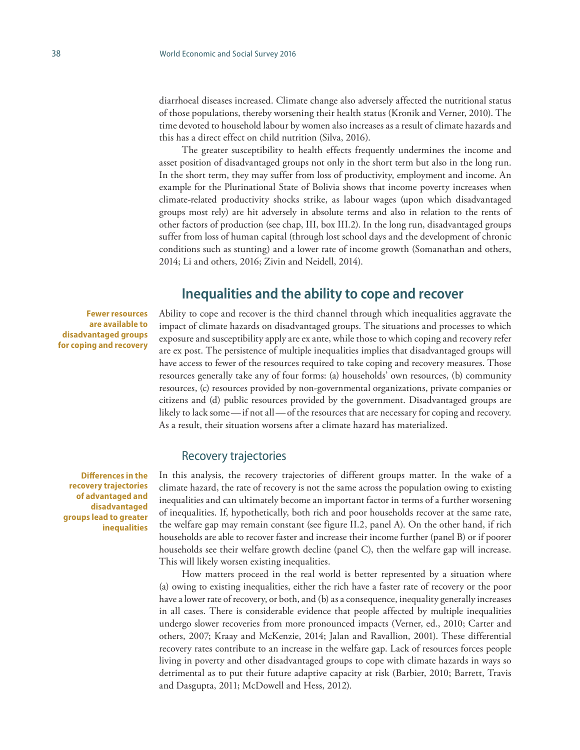diarrhoeal diseases increased. Climate change also adversely affected the nutritional status of those populations, thereby worsening their health status (Kronik and Verner, 2010). The time devoted to household labour by women also increases as a result of climate hazards and this has a direct effect on child nutrition (Silva, 2016).

The greater susceptibility to health effects frequently undermines the income and asset position of disadvantaged groups not only in the short term but also in the long run. In the short term, they may suffer from loss of productivity, employment and income. An example for the Plurinational State of Bolivia shows that income poverty increases when climate-related productivity shocks strike, as labour wages (upon which disadvantaged groups most rely) are hit adversely in absolute terms and also in relation to the rents of other factors of production (see chap, III, box III.2). In the long run, disadvantaged groups suffer from loss of human capital (through lost school days and the development of chronic conditions such as stunting) and a lower rate of income growth (Somanathan and others, 2014; Li and others, 2016; Zivin and Neidell, 2014).

## Inequalities and the ability to cope and recover

**Fewer resources are available to disadvantaged groups for coping and recovery**

Ability to cope and recover is the third channel through which inequalities aggravate the impact of climate hazards on disadvantaged groups. The situations and processes to which exposure and susceptibility apply are ex ante, while those to which coping and recovery refer are ex post. The persistence of multiple inequalities implies that disadvantaged groups will have access to fewer of the resources required to take coping and recovery measures. Those resources generally take any of four forms: (a) households' own resources, (b) community resources, (c) resources provided by non-governmental organizations, private companies or citizens and (d) public resources provided by the government. Disadvantaged groups are likely to lack some — if not all — of the resources that are necessary for coping and recovery. As a result, their situation worsens after a climate hazard has materialized.

### Recovery trajectories

**Differences in the recovery trajectories of advantaged and disadvantaged groups lead to greater inequalities**

In this analysis, the recovery trajectories of different groups matter. In the wake of a climate hazard, the rate of recovery is not the same across the population owing to existing inequalities and can ultimately become an important factor in terms of a further worsening of inequalities. If, hypothetically, both rich and poor households recover at the same rate, the welfare gap may remain constant (see figure II.2, panel A). On the other hand, if rich households are able to recover faster and increase their income further (panel B) or if poorer households see their welfare growth decline (panel C), then the welfare gap will increase. This will likely worsen existing inequalities.

How matters proceed in the real world is better represented by a situation where (a) owing to existing inequalities, either the rich have a faster rate of recovery or the poor have a lower rate of recovery, or both, and (b) as a consequence, inequality generally increases in all cases. There is considerable evidence that people affected by multiple inequalities undergo slower recoveries from more pronounced impacts (Verner, ed., 2010; Carter and others, 2007; Kraay and McKenzie, 2014; Jalan and Ravallion, 2001). These differential recovery rates contribute to an increase in the welfare gap. Lack of resources forces people living in poverty and other disadvantaged groups to cope with climate hazards in ways so detrimental as to put their future adaptive capacity at risk (Barbier, 2010; Barrett, Travis and Dasgupta, 2011; McDowell and Hess, 2012).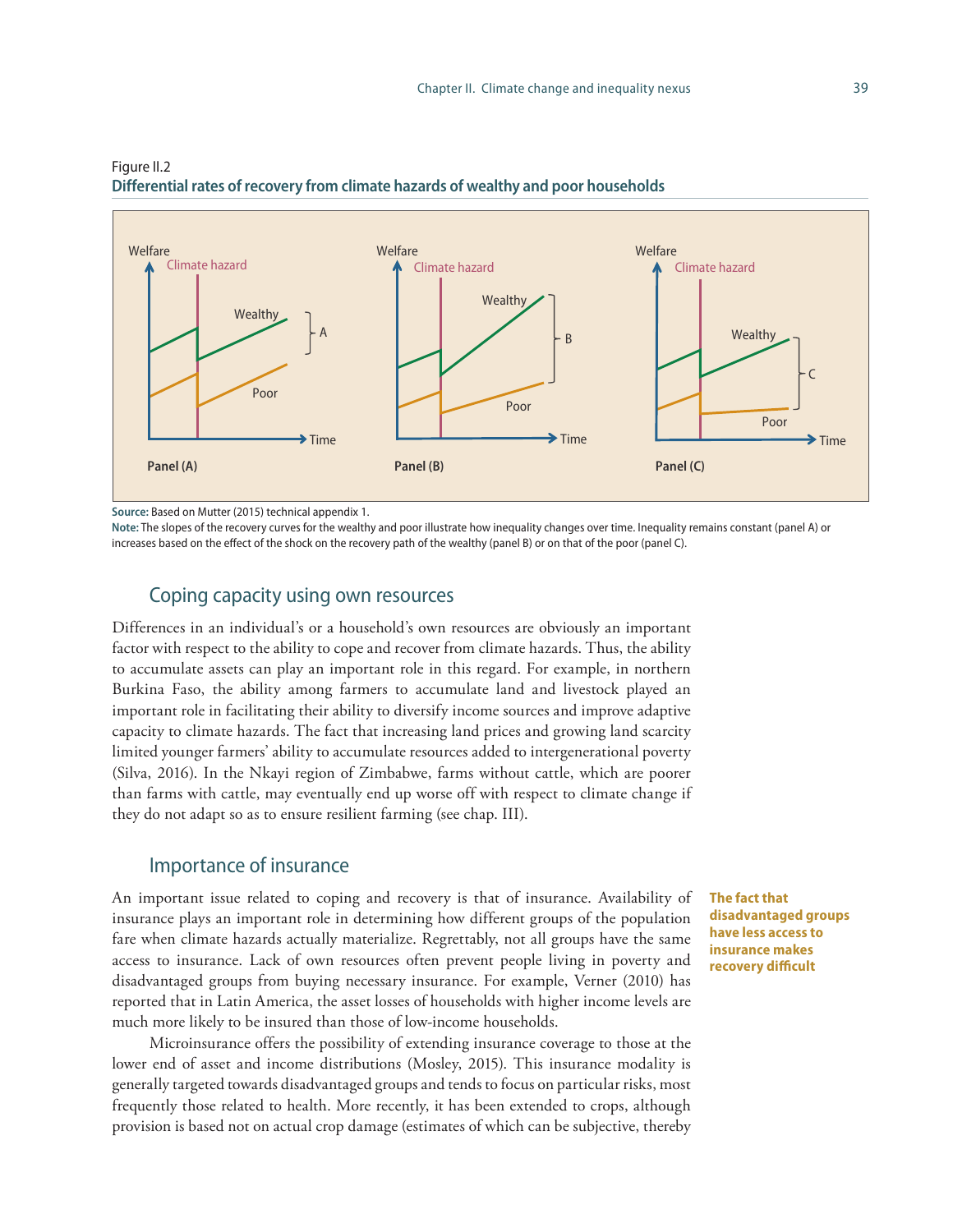Figure II.2
**Differential rates of recovery from climate hazards of wealthy and poor households**

Panel (A) Panel (B) Panel (C)

**Source:** Based on Mutter (2015) technical appendix 1.
**Note:** The slopes of the recovery curves for the wealthy and poor illustrate how inequality changes over time. Inequality remains constant (panel A) or increases based on the effect of the shock on the recovery path of the wealthy (panel B) or on that of the poor (panel C).

## Coping capacity using own resources

Differences in an individual's or a household's own resources are obviously an important factor with respect to the ability to cope and recover from climate hazards. Thus, the ability to accumulate assets can play an important role in this regard. For example, in northern Burkina Faso, the ability among farmers to accumulate land and livestock played an important role in facilitating their ability to diversify income sources and improve adaptive capacity to climate hazards. The fact that increasing land prices and growing land scarcity limited younger farmers' ability to accumulate resources added to intergenerational poverty (Silva, 2016). In the Nkayi region of Zimbabwe, farms without cattle, which are poorer than farms with cattle, may eventually end up worse off with respect to climate change if they do not adapt so as to ensure resilient farming (see chap. III).

## Importance of insurance

**The fact that disadvantaged groups have less access to insurance makes recovery difficult**

An important issue related to coping and recovery is that of insurance. Availability of insurance plays an important role in determining how different groups of the population fare when climate hazards actually materialize. Regrettably, not all groups have the same access to insurance. Lack of own resources often prevent people living in poverty and disadvantaged groups from buying necessary insurance. For example, Verner (2010) has reported that in Latin America, the asset losses of households with higher income levels are much more likely to be insured than those of low-income households.

Microinsurance offers the possibility of extending insurance coverage to those at the lower end of asset and income distributions (Mosley, 2015). This insurance modality is generally targeted towards disadvantaged groups and tends to focus on particular risks, most frequently those related to health. More recently, it has been extended to crops, although provision is based not on actual crop damage (estimates of which can be subjective, thereby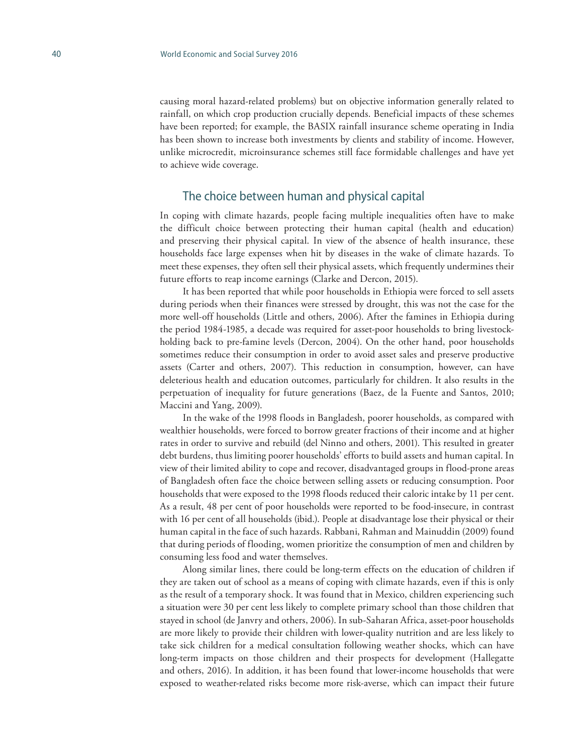causing moral hazard-related problems) but on objective information generally related to rainfall, on which crop production crucially depends. Beneficial impacts of these schemes have been reported; for example, the BASIX rainfall insurance scheme operating in India has been shown to increase both investments by clients and stability of income. However, unlike microcredit, microinsurance schemes still face formidable challenges and have yet to achieve wide coverage.

## The choice between human and physical capital

In coping with climate hazards, people facing multiple inequalities often have to make the difficult choice between protecting their human capital (health and education) and preserving their physical capital. In view of the absence of health insurance, these households face large expenses when hit by diseases in the wake of climate hazards. To meet these expenses, they often sell their physical assets, which frequently undermines their future efforts to reap income earnings (Clarke and Dercon, 2015).

It has been reported that while poor households in Ethiopia were forced to sell assets during periods when their finances were stressed by drought, this was not the case for the more well-off households (Little and others, 2006). After the famines in Ethiopia during the period 1984-1985, a decade was required for asset-poor households to bring livestock-holding back to pre-famine levels (Dercon, 2004). On the other hand, poor households sometimes reduce their consumption in order to avoid asset sales and preserve productive assets (Carter and others, 2007). This reduction in consumption, however, can have deleterious health and education outcomes, particularly for children. It also results in the perpetuation of inequality for future generations (Baez, de la Fuente and Santos, 2010; Maccini and Yang, 2009).

In the wake of the 1998 floods in Bangladesh, poorer households, as compared with wealthier households, were forced to borrow greater fractions of their income and at higher rates in order to survive and rebuild (del Ninno and others, 2001). This resulted in greater debt burdens, thus limiting poorer households' efforts to build assets and human capital. In view of their limited ability to cope and recover, disadvantaged groups in flood-prone areas of Bangladesh often face the choice between selling assets or reducing consumption. Poor households that were exposed to the 1998 floods reduced their caloric intake by 11 per cent. As a result, 48 per cent of poor households were reported to be food-insecure, in contrast with 16 per cent of all households (ibid.). People at disadvantage lose their physical or their human capital in the face of such hazards. Rabbani, Rahman and Mainuddin (2009) found that during periods of flooding, women prioritize the consumption of men and children by consuming less food and water themselves.

Along similar lines, there could be long-term effects on the education of children if they are taken out of school as a means of coping with climate hazards, even if this is only as the result of a temporary shock. It was found that in Mexico, children experiencing such a situation were 30 per cent less likely to complete primary school than those children that stayed in school (de Janvry and others, 2006). In sub-Saharan Africa, asset-poor households are more likely to provide their children with lower-quality nutrition and are less likely to take sick children for a medical consultation following weather shocks, which can have long-term impacts on those children and their prospects for development (Hallegatte and others, 2016). In addition, it has been found that lower-income households that were exposed to weather-related risks become more risk-averse, which can impact their future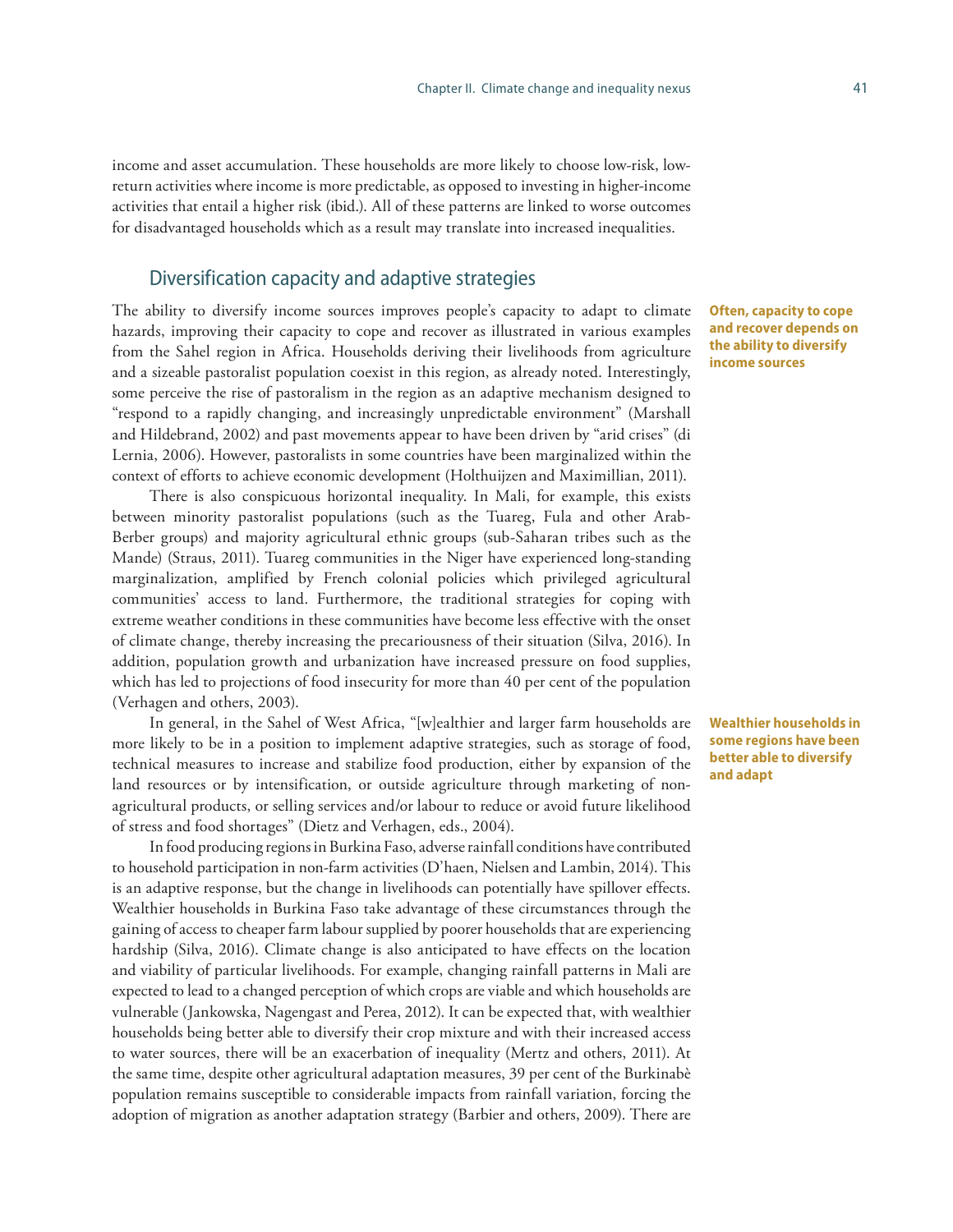income and asset accumulation. These households are more likely to choose low-risk, low-return activities where income is more predictable, as opposed to investing in higher-income activities that entail a higher risk (ibid.). All of these patterns are linked to worse outcomes for disadvantaged households which as a result may translate into increased inequalities.

## Diversification capacity and adaptive strategies

**Often, capacity to cope and recover depends on the ability to diversify income sources**

The ability to diversify income sources improves people's capacity to adapt to climate hazards, improving their capacity to cope and recover as illustrated in various examples from the Sahel region in Africa. Households deriving their livelihoods from agriculture and a sizeable pastoralist population coexist in this region, as already noted. Interestingly, some perceive the rise of pastoralism in the region as an adaptive mechanism designed to "respond to a rapidly changing, and increasingly unpredictable environment" (Marshall and Hildebrand, 2002) and past movements appear to have been driven by "arid crises" (di Lernia, 2006). However, pastoralists in some countries have been marginalized within the context of efforts to achieve economic development (Holthuijzen and Maximillian, 2011).

There is also conspicuous horizontal inequality. In Mali, for example, this exists between minority pastoralist populations (such as the Tuareg, Fula and other Arab-Berber groups) and majority agricultural ethnic groups (sub-Saharan tribes such as the Mande) (Straus, 2011). Tuareg communities in the Niger have experienced long-standing marginalization, amplified by French colonial policies which privileged agricultural communities' access to land. Furthermore, the traditional strategies for coping with extreme weather conditions in these communities have become less effective with the onset of climate change, thereby increasing the precariousness of their situation (Silva, 2016). In addition, population growth and urbanization have increased pressure on food supplies, which has led to projections of food insecurity for more than 40 per cent of the population (Verhagen and others, 2003).

**Wealthier households in some regions have been better able to diversify and adapt**

In general, in the Sahel of West Africa, "[w]ealthier and larger farm households are more likely to be in a position to implement adaptive strategies, such as storage of food, technical measures to increase and stabilize food production, either by expansion of the land resources or by intensification, or outside agriculture through marketing of non-agricultural products, or selling services and/or labour to reduce or avoid future likelihood of stress and food shortages" (Dietz and Verhagen, eds., 2004).

In food producing regions in Burkina Faso, adverse rainfall conditions have contributed to household participation in non-farm activities (D'haen, Nielsen and Lambin, 2014). This is an adaptive response, but the change in livelihoods can potentially have spillover effects. Wealthier households in Burkina Faso take advantage of these circumstances through the gaining of access to cheaper farm labour supplied by poorer households that are experiencing hardship (Silva, 2016). Climate change is also anticipated to have effects on the location and viability of particular livelihoods. For example, changing rainfall patterns in Mali are expected to lead to a changed perception of which crops are viable and which households are vulnerable (Jankowska, Nagengast and Perea, 2012). It can be expected that, with wealthier households being better able to diversify their crop mixture and with their increased access to water sources, there will be an exacerbation of inequality (Mertz and others, 2011). At the same time, despite other agricultural adaptation measures, 39 per cent of the Burkinabè population remains susceptible to considerable impacts from rainfall variation, forcing the adoption of migration as another adaptation strategy (Barbier and others, 2009). There are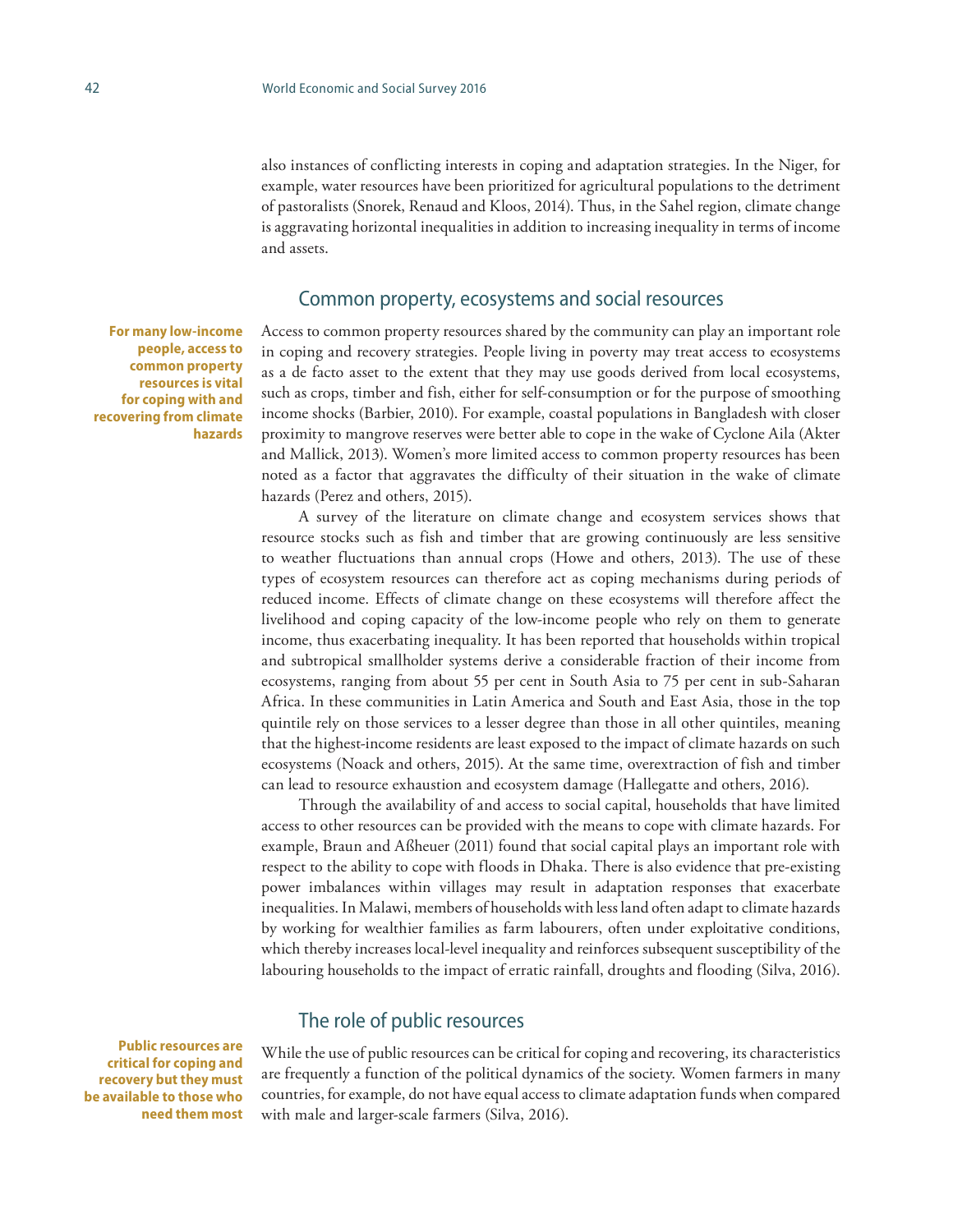also instances of conflicting interests in coping and adaptation strategies. In the Niger, for example, water resources have been prioritized for agricultural populations to the detriment of pastoralists (Snorek, Renaud and Kloos, 2014). Thus, in the Sahel region, climate change is aggravating horizontal inequalities in addition to increasing inequality in terms of income and assets.

## Common property, ecosystems and social resources

**For many low-income people, access to common property resources is vital for coping with and recovering from climate hazards**

Access to common property resources shared by the community can play an important role in coping and recovery strategies. People living in poverty may treat access to ecosystems as a de facto asset to the extent that they may use goods derived from local ecosystems, such as crops, timber and fish, either for self-consumption or for the purpose of smoothing income shocks (Barbier, 2010). For example, coastal populations in Bangladesh with closer proximity to mangrove reserves were better able to cope in the wake of Cyclone Aila (Akter and Mallick, 2013). Women's more limited access to common property resources has been noted as a factor that aggravates the difficulty of their situation in the wake of climate hazards (Perez and others, 2015).

A survey of the literature on climate change and ecosystem services shows that resource stocks such as fish and timber that are growing continuously are less sensitive to weather fluctuations than annual crops (Howe and others, 2013). The use of these types of ecosystem resources can therefore act as coping mechanisms during periods of reduced income. Effects of climate change on these ecosystems will therefore affect the livelihood and coping capacity of the low-income people who rely on them to generate income, thus exacerbating inequality. It has been reported that households within tropical and subtropical smallholder systems derive a considerable fraction of their income from ecosystems, ranging from about 55 per cent in South Asia to 75 per cent in sub-Saharan Africa. In these communities in Latin America and South and East Asia, those in the top quintile rely on those services to a lesser degree than those in all other quintiles, meaning that the highest-income residents are least exposed to the impact of climate hazards on such ecosystems (Noack and others, 2015). At the same time, overextraction of fish and timber can lead to resource exhaustion and ecosystem damage (Hallegatte and others, 2016).

Through the availability of and access to social capital, households that have limited access to other resources can be provided with the means to cope with climate hazards. For example, Braun and Aßheuer (2011) found that social capital plays an important role with respect to the ability to cope with floods in Dhaka. There is also evidence that pre-existing power imbalances within villages may result in adaptation responses that exacerbate inequalities. In Malawi, members of households with less land often adapt to climate hazards by working for wealthier families as farm labourers, often under exploitative conditions, which thereby increases local-level inequality and reinforces subsequent susceptibility of the labouring households to the impact of erratic rainfall, droughts and flooding (Silva, 2016).

## The role of public resources

**Public resources are critical for coping and recovery but they must be available to those who need them most**

While the use of public resources can be critical for coping and recovering, its characteristics are frequently a function of the political dynamics of the society. Women farmers in many countries, for example, do not have equal access to climate adaptation funds when compared with male and larger-scale farmers (Silva, 2016).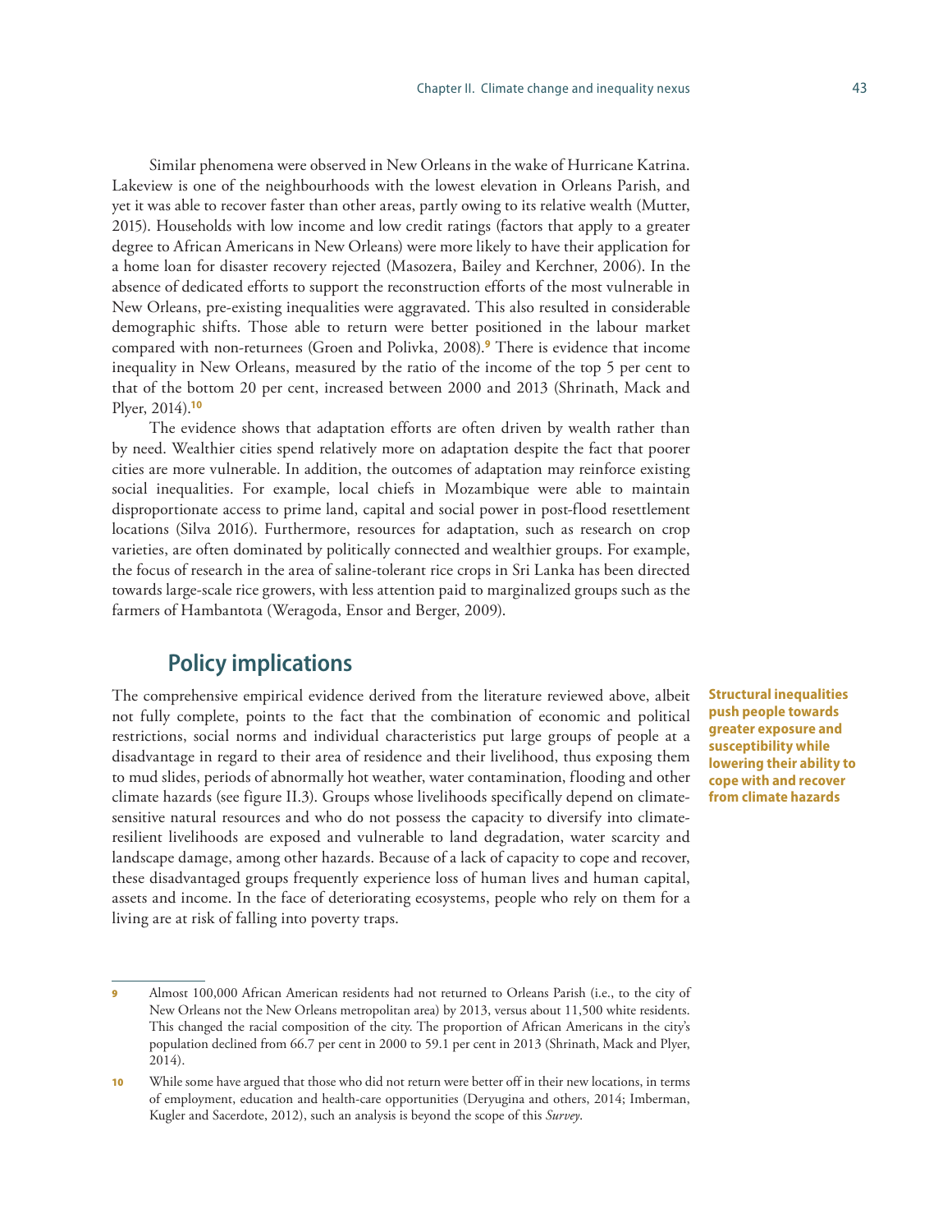Similar phenomena were observed in New Orleans in the wake of Hurricane Katrina. Lakeview is one of the neighbourhoods with the lowest elevation in Orleans Parish, and yet it was able to recover faster than other areas, partly owing to its relative wealth (Mutter, 2015). Households with low income and low credit ratings (factors that apply to a greater degree to African Americans in New Orleans) were more likely to have their application for a home loan for disaster recovery rejected (Masozera, Bailey and Kerchner, 2006). In the absence of dedicated efforts to support the reconstruction efforts of the most vulnerable in New Orleans, pre-existing inequalities were aggravated. This also resulted in considerable demographic shifts. Those able to return were better positioned in the labour market compared with non-returnees (Groen and Polivka, 2008).[9] There is evidence that income inequality in New Orleans, measured by the ratio of the income of the top 5 per cent to that of the bottom 20 per cent, increased between 2000 and 2013 (Shrinath, Mack and Plyer, 2014).[10]

The evidence shows that adaptation efforts are often driven by wealth rather than by need. Wealthier cities spend relatively more on adaptation despite the fact that poorer cities are more vulnerable. In addition, the outcomes of adaptation may reinforce existing social inequalities. For example, local chiefs in Mozambique were able to maintain disproportionate access to prime land, capital and social power in post-flood resettlement locations (Silva 2016). Furthermore, resources for adaptation, such as research on crop varieties, are often dominated by politically connected and wealthier groups. For example, the focus of research in the area of saline-tolerant rice crops in Sri Lanka has been directed towards large-scale rice growers, with less attention paid to marginalized groups such as the farmers of Hambantota (Weragoda, Ensor and Berger, 2009).

## Policy implications

The comprehensive empirical evidence derived from the literature reviewed above, albeit not fully complete, points to the fact that the combination of economic and political restrictions, social norms and individual characteristics put large groups of people at a disadvantage in regard to their area of residence and their livelihood, thus exposing them to mud slides, periods of abnormally hot weather, water contamination, flooding and other climate hazards (see figure II.3). Groups whose livelihoods specifically depend on climate-sensitive natural resources and who do not possess the capacity to diversify into climate-resilient livelihoods are exposed and vulnerable to land degradation, water scarcity and landscape damage, among other hazards. Because of a lack of capacity to cope and recover, these disadvantaged groups frequently experience loss of human lives and human capital, assets and income. In the face of deteriorating ecosystems, people who rely on them for a living are at risk of falling into poverty traps.

**Structural inequalities push people towards greater exposure and susceptibility while lowering their ability to cope with and recover from climate hazards**

---

9 Almost 100,000 African American residents had not returned to Orleans Parish (i.e., to the city of New Orleans not the New Orleans metropolitan area) by 2013, versus about 11,500 white residents. This changed the racial composition of the city. The proportion of African Americans in the city's population declined from 66.7 per cent in 2000 to 59.1 per cent in 2013 (Shrinath, Mack and Plyer, 2014).

10 While some have argued that those who did not return were better off in their new locations, in terms of employment, education and health-care opportunities (Deryugina and others, 2014; Imberman, Kugler and Sacerdote, 2012), such an analysis is beyond the scope of this *Survey*.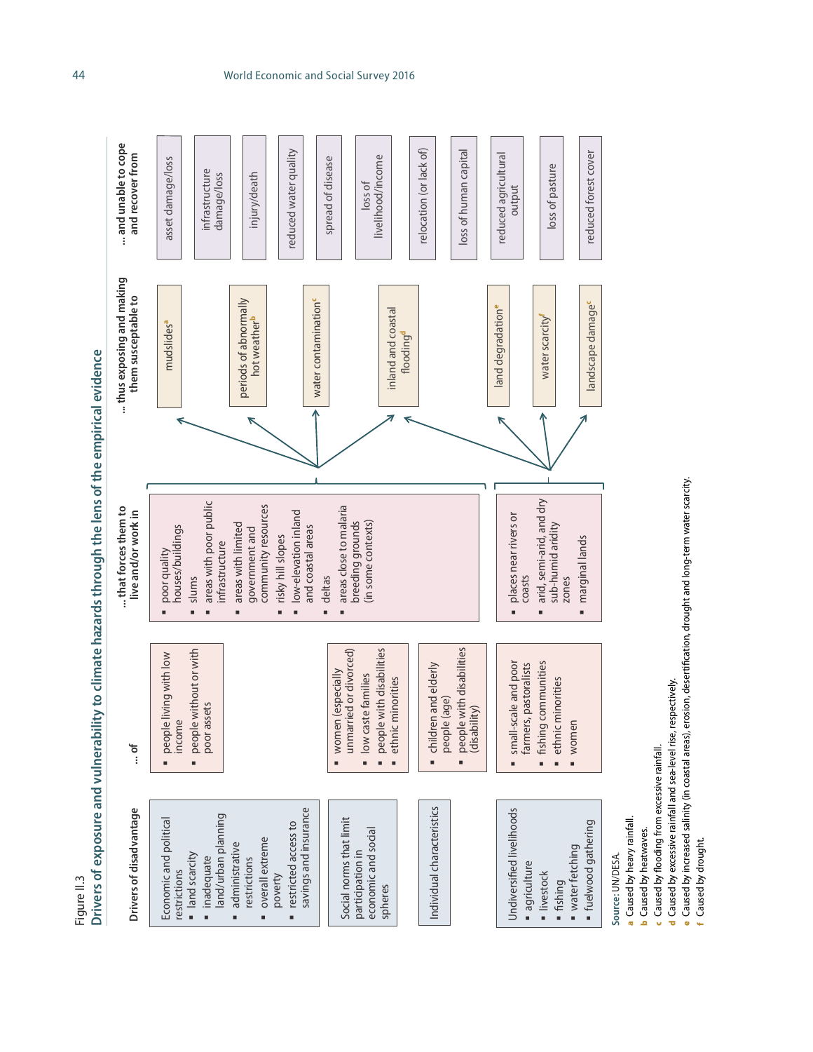Figure II.3

## Drivers of exposure and vulnerability to climate hazards through the lens of the empirical evidence

| Drivers of disadvantage | ... of | ... that forces them to live and/or work in | ... thus exposing and making them susceptible to | ... and unable to cope and recover from |
|---|---|---|---|---|
| Economic and political restrictions: land scarcity; inadequate land/urban planning; administrative restrictions; overall extreme poverty; restricted access to savings and insurance | people living with low income; people without or with poor assets | poor quality houses/buildings; slums; areas with poor public infrastructure; areas with limited government and community resources; risky hill slopes; low-elevation inland and coastal areas; deltas; areas close to malaria breeding grounds (in some contexts) | mudslides[a] | asset damage/loss |
| Social norms that limit participation in economic and social spheres | women (especially unmarried or divorced); low caste families; people with disabilities; ethnic minorities | | periods of abnormally hot weather[b] | infrastructure damage/loss |
| Individual characteristics | children and elderly people (age); people with disabilities (disability) | | water contamination[c] | injury/death |
| Undiversified livelihoods: agriculture; livestock; fishing; water fetching; fuelwood gathering | small-scale and poor farmers, pastoralists; fishing communities; ethnic minorities; women | places near rivers or coasts; arid, semi-arid, and dry sub-humid aridity zones; marginal lands | inland and coastal flooding[d] | reduced water quality |
| | | | land degradation[e] | spread of disease |
| | | | water scarcity[f] | loss of livelihood/income |
| | | | landscape damage[c] | relocation (or lack of) |
| | | | | loss of human capital |
| | | | | reduced agricultural output |
| | | | | loss of pasture |
| | | | | reduced forest cover |

Source: UN/DESA.

a Caused by heavy rainfall.
b Caused by heatwaves.
c Caused by flooding from excessive rainfall.
d Caused by excessive rainfall and sea-level rise, respectively.
e Caused by increased salinity (in coastal areas), erosion, desertification, drought and long-term water scarcity.
f Caused by drought.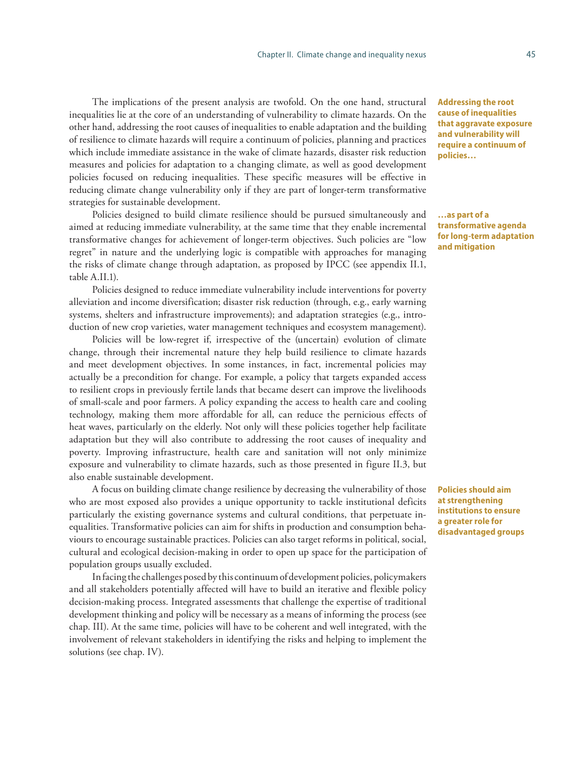The implications of the present analysis are twofold. On the one hand, structural inequalities lie at the core of an understanding of vulnerability to climate hazards. On the other hand, addressing the root causes of inequalities to enable adaptation and the building of resilience to climate hazards will require a continuum of policies, planning and practices which include immediate assistance in the wake of climate hazards, disaster risk reduction measures and policies for adaptation to a changing climate, as well as good development policies focused on reducing inequalities. These specific measures will be effective in reducing climate change vulnerability only if they are part of longer-term transformative strategies for sustainable development.

**Addressing the root cause of inequalities that aggravate exposure and vulnerability will require a continuum of policies…**

Policies designed to build climate resilience should be pursued simultaneously and aimed at reducing immediate vulnerability, at the same time that they enable incremental transformative changes for achievement of longer-term objectives. Such policies are "low regret" in nature and the underlying logic is compatible with approaches for managing the risks of climate change through adaptation, as proposed by IPCC (see appendix II.1, table A.II.1).

**…as part of a transformative agenda for long-term adaptation and mitigation**

Policies designed to reduce immediate vulnerability include interventions for poverty alleviation and income diversification; disaster risk reduction (through, e.g., early warning systems, shelters and infrastructure improvements); and adaptation strategies (e.g., introduction of new crop varieties, water management techniques and ecosystem management).

Policies will be low-regret if, irrespective of the (uncertain) evolution of climate change, through their incremental nature they help build resilience to climate hazards and meet development objectives. In some instances, in fact, incremental policies may actually be a precondition for change. For example, a policy that targets expanded access to resilient crops in previously fertile lands that became desert can improve the livelihoods of small-scale and poor farmers. A policy expanding the access to health care and cooling technology, making them more affordable for all, can reduce the pernicious effects of heat waves, particularly on the elderly. Not only will these policies together help facilitate adaptation but they will also contribute to addressing the root causes of inequality and poverty. Improving infrastructure, health care and sanitation will not only minimize exposure and vulnerability to climate hazards, such as those presented in figure II.3, but also enable sustainable development.

A focus on building climate change resilience by decreasing the vulnerability of those who are most exposed also provides a unique opportunity to tackle institutional deficits particularly the existing governance systems and cultural conditions, that perpetuate inequalities. Transformative policies can aim for shifts in production and consumption behaviours to encourage sustainable practices. Policies can also target reforms in political, social, cultural and ecological decision-making in order to open up space for the participation of population groups usually excluded.

**Policies should aim at strengthening institutions to ensure a greater role for disadvantaged groups**

In facing the challenges posed by this continuum of development policies, policymakers and all stakeholders potentially affected will have to build an iterative and flexible policy decision-making process. Integrated assessments that challenge the expertise of traditional development thinking and policy will be necessary as a means of informing the process (see chap. III). At the same time, policies will have to be coherent and well integrated, with the involvement of relevant stakeholders in identifying the risks and helping to implement the solutions (see chap. IV).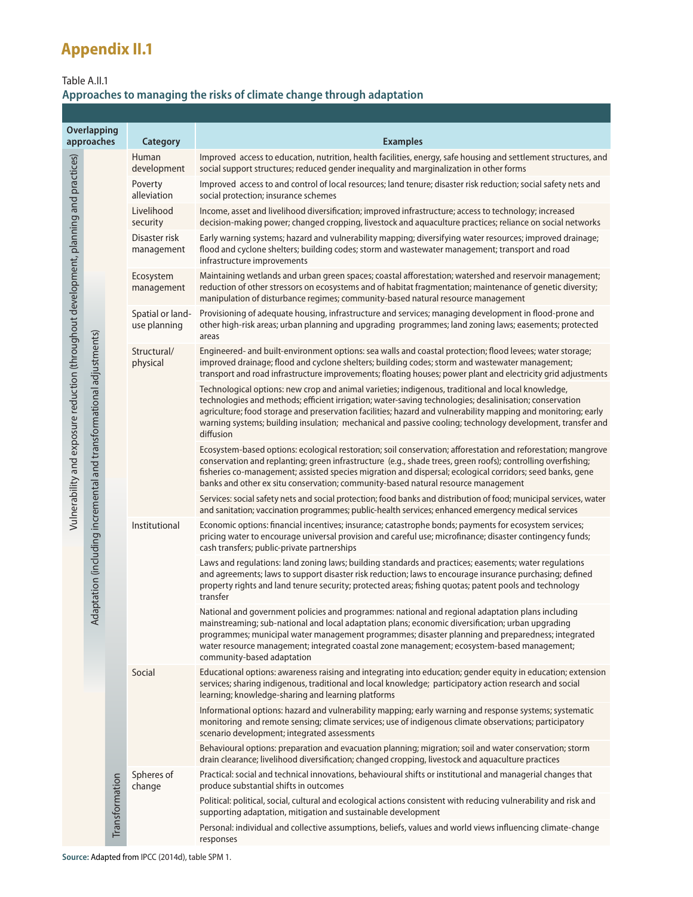# Appendix II.1

Table A.II.1

**Approaches to managing the risks of climate change through adaptation**

| Overlapping approaches | | | Category | Examples |
|---|---|---|---|---|
| Vulnerability and exposure reduction (throughout development, planning and practices) | | | Human development | Improved access to education, nutrition, health facilities, energy, safe housing and settlement structures, and social support structures; reduced gender inequality and marginalization in other forms |
| | | | Poverty alleviation | Improved access to and control of local resources; land tenure; disaster risk reduction; social safety nets and social protection; insurance schemes |
| | | | Livelihood security | Income, asset and livelihood diversification; improved infrastructure; access to technology; increased decision-making power; changed cropping, livestock and aquaculture practices; reliance on social networks |
| | | | Disaster risk management | Early warning systems; hazard and vulnerability mapping; diversifying water resources; improved drainage; flood and cyclone shelters; building codes; storm and wastewater management; transport and road infrastructure improvements |
| | | | Ecosystem management | Maintaining wetlands and urban green spaces; coastal afforestation; watershed and reservoir management; reduction of other stressors on ecosystems and of habitat fragmentation; maintenance of genetic diversity; manipulation of disturbance regimes; community-based natural resource management |
| | | | Spatial or land-use planning | Provisioning of adequate housing, infrastructure and services; managing development in flood-prone and other high-risk areas; urban planning and upgrading programmes; land zoning laws; easements; protected areas |
| | Adaptation (including incremental and transformational adjustments) | | Structural/ physical | Engineered- and built-environment options: sea walls and coastal protection; flood levees; water storage; improved drainage; flood and cyclone shelters; building codes; storm and wastewater management; transport and road infrastructure improvements; floating houses; power plant and electricity grid adjustments |
| | | | | Technological options: new crop and animal varieties; indigenous, traditional and local knowledge, technologies and methods; efficient irrigation; water-saving technologies; desalinisation; conservation agriculture; food storage and preservation facilities; hazard and vulnerability mapping and monitoring; early warning systems; building insulation; mechanical and passive cooling; technology development, transfer and diffusion |
| | | | | Ecosystem-based options: ecological restoration; soil conservation; afforestation and reforestation; mangrove conservation and replanting; green infrastructure (e.g., shade trees, green roofs); controlling overfishing; fisheries co-management; assisted species migration and dispersal; ecological corridors; seed banks, gene banks and other ex situ conservation; community-based natural resource management |
| | | | | Services: social safety nets and social protection; food banks and distribution of food; municipal services, water and sanitation; vaccination programmes; public-health services; enhanced emergency medical services |
| | | | Institutional | Economic options: financial incentives; insurance; catastrophe bonds; payments for ecosystem services; pricing water to encourage universal provision and careful use; microfinance; disaster contingency funds; cash transfers; public-private partnerships |
| | | | | Laws and regulations: land zoning laws; building standards and practices; easements; water regulations and agreements; laws to support disaster risk reduction; laws to encourage insurance purchasing; defined property rights and land tenure security; protected areas; fishing quotas; patent pools and technology transfer |
| | | | | National and government policies and programmes: national and regional adaptation plans including mainstreaming; sub-national and local adaptation plans; economic diversification; urban upgrading programmes; municipal water management programmes; disaster planning and preparedness; integrated water resource management; integrated coastal zone management; ecosystem-based management; community-based adaptation |
| | | | Social | Educational options: awareness raising and integrating into education; gender equity in education; extension services; sharing indigenous, traditional and local knowledge; participatory action research and social learning; knowledge-sharing and learning platforms |
| | | | | Informational options: hazard and vulnerability mapping; early warning and response systems; systematic monitoring and remote sensing; climate services; use of indigenous climate observations; participatory scenario development; integrated assessments |
| | | | | Behavioural options: preparation and evacuation planning; migration; soil and water conservation; storm drain clearance; livelihood diversification; changed cropping, livestock and aquaculture practices |
| | | Transformation | Spheres of change | Practical: social and technical innovations, behavioural shifts or institutional and managerial changes that produce substantial shifts in outcomes |
| | | | | Political: political, social, cultural and ecological actions consistent with reducing vulnerability and risk and supporting adaptation, mitigation and sustainable development |
| | | | | Personal: individual and collective assumptions, beliefs, values and world views influencing climate-change responses |

**Source:** Adapted from IPCC (2014d), table SPM 1.